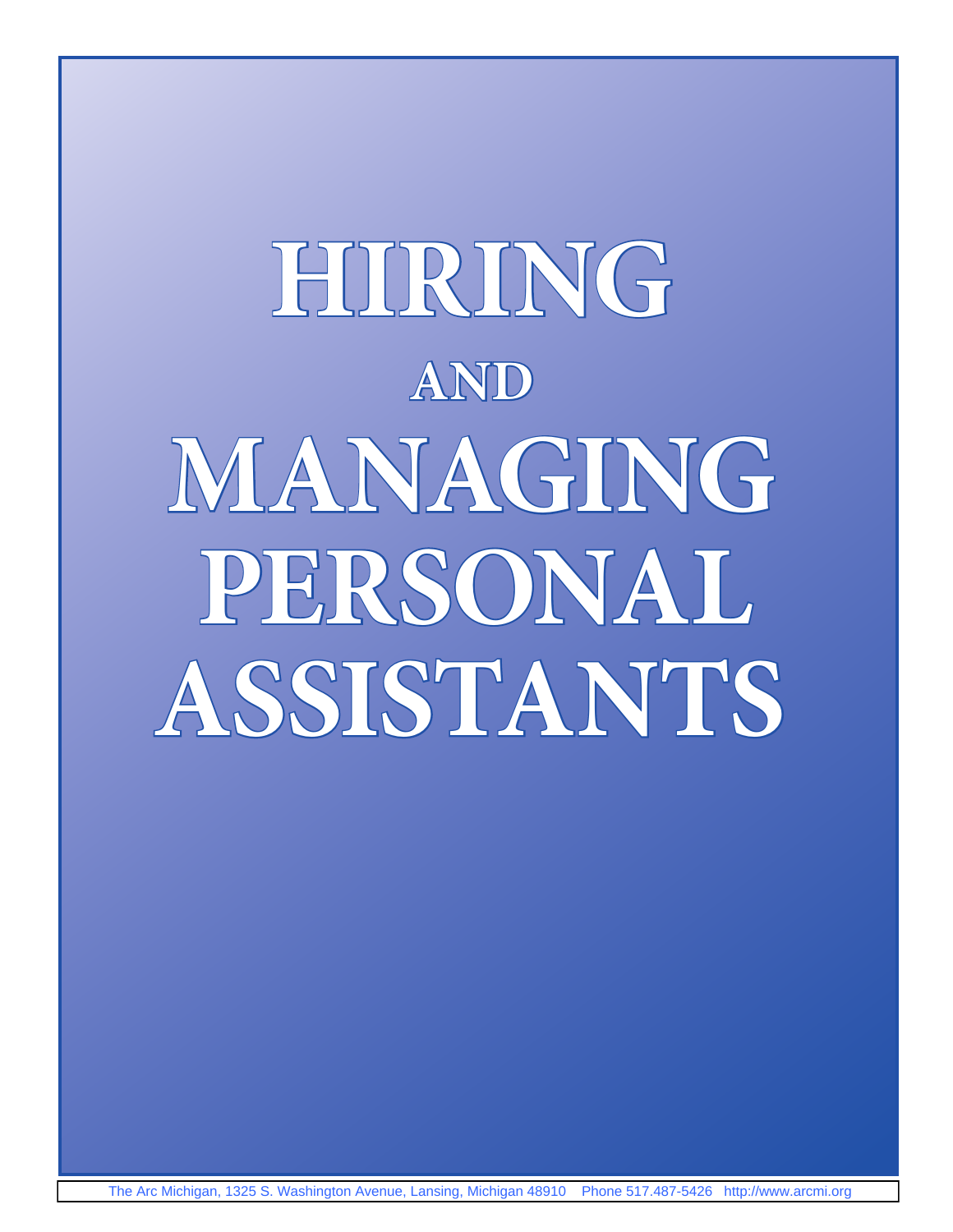# HIRING AND MANAGING PERSONAL ASSISTANTS

The Arc Michigan, 1325 S. Washington Avenue, Lansing, Michigan 48910 Phone 517.487-5426 http://www.arcmi.org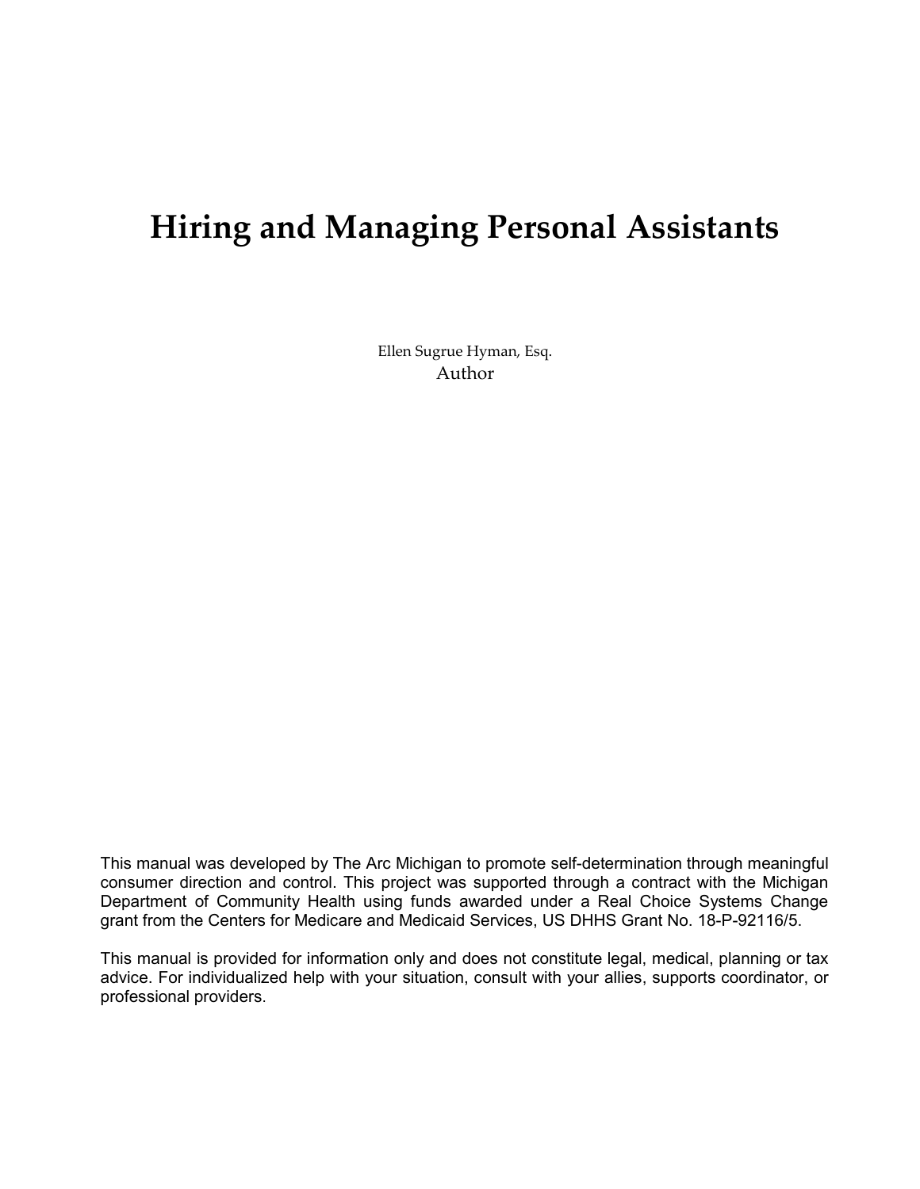# Hiring and Managing Personal Assistants

Ellen Sugrue Hyman, Esq.
Author

This manual was developed by The Arc Michigan to promote self-determination through meaningful consumer direction and control. This project was supported through a contract with the Michigan Department of Community Health using funds awarded under a Real Choice Systems Change grant from the Centers for Medicare and Medicaid Services, US DHHS Grant No. 18-P-92116/5.

This manual is provided for information only and does not constitute legal, medical, planning or tax advice. For individualized help with your situation, consult with your allies, supports coordinator, or professional providers.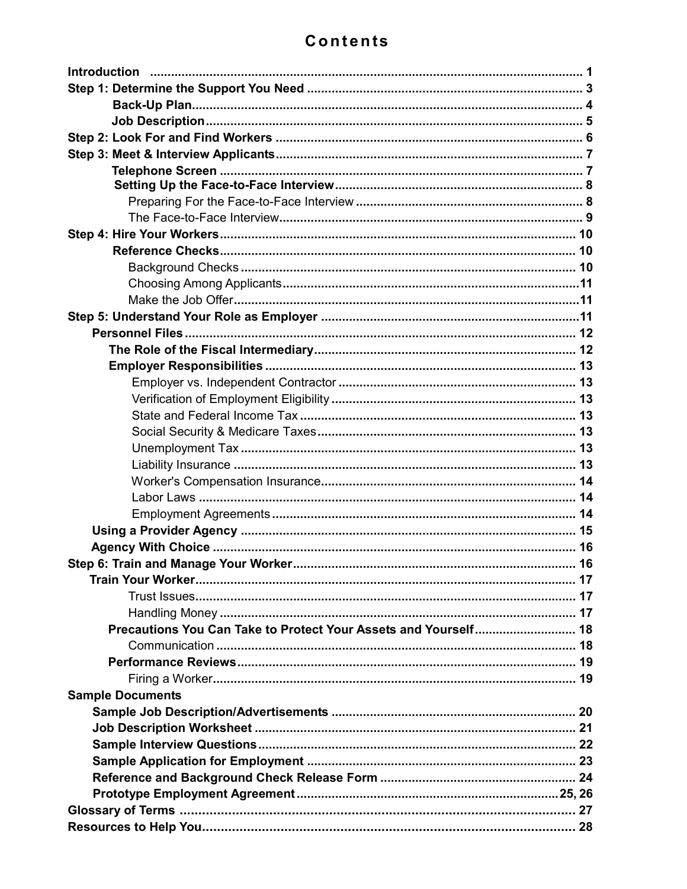# Contents

| | |
|---|---|
| **Introduction** | 1 |
| **Step 1: Determine the Support You Need** | 3 |
| **Back-Up Plan** | 4 |
| **Job Description** | 5 |
| **Step 2: Look For and Find Workers** | 6 |
| **Step 3: Meet & Interview Applicants** | 7 |
| **Telephone Screen** | 7 |
| **Setting Up the Face-to-Face Interview** | 8 |
| Preparing For the Face-to-Face Interview | 8 |
| The Face-to-Face Interview | 9 |
| **Step 4: Hire Your Workers** | 10 |
| **Reference Checks** | 10 |
| Background Checks | 10 |
| Choosing Among Applicants | 11 |
| Make the Job Offer | 11 |
| **Step 5: Understand Your Role as Employer** | 11 |
| **Personnel Files** | 12 |
| **The Role of the Fiscal Intermediary** | 12 |
| **Employer Responsibilities** | 13 |
| Employer vs. Independent Contractor | 13 |
| Verification of Employment Eligibility | 13 |
| State and Federal Income Tax | 13 |
| Social Security & Medicare Taxes | 13 |
| Unemployment Tax | 13 |
| Liability Insurance | 13 |
| Worker's Compensation Insurance | 14 |
| Labor Laws | 14 |
| Employment Agreements | 14 |
| **Using a Provider Agency** | 15 |
| **Agency With Choice** | 16 |
| **Step 6: Train and Manage Your Worker** | 16 |
| **Train Your Worker** | 17 |
| Trust Issues | 17 |
| Handling Money | 17 |
| **Precautions You Can Take to Protect Your Assets and Yourself** | 18 |
| Communication | 18 |
| **Performance Reviews** | 19 |
| Firing a Worker | 19 |
| **Sample Documents** | |
| **Sample Job Description/Advertisements** | 20 |
| **Job Description Worksheet** | 21 |
| **Sample Interview Questions** | 22 |
| **Sample Application for Employment** | 23 |
| **Reference and Background Check Release Form** | 24 |
| **Prototype Employment Agreement** | 25, 26 |
| **Glossary of Terms** | 27 |
| **Resources to Help You** | 28 |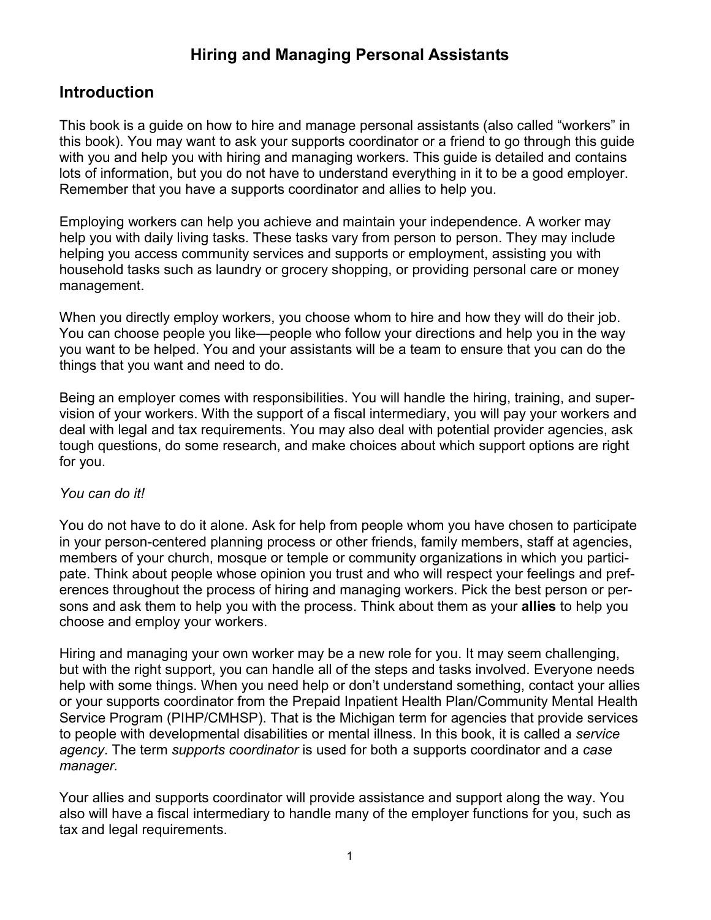# Hiring and Managing Personal Assistants

## Introduction

This book is a guide on how to hire and manage personal assistants (also called "workers" in this book). You may want to ask your supports coordinator or a friend to go through this guide with you and help you with hiring and managing workers. This guide is detailed and contains lots of information, but you do not have to understand everything in it to be a good employer. Remember that you have a supports coordinator and allies to help you.

Employing workers can help you achieve and maintain your independence. A worker may help you with daily living tasks. These tasks vary from person to person. They may include helping you access community services and supports or employment, assisting you with household tasks such as laundry or grocery shopping, or providing personal care or money management.

When you directly employ workers, you choose whom to hire and how they will do their job. You can choose people you like—people who follow your directions and help you in the way you want to be helped. You and your assistants will be a team to ensure that you can do the things that you want and need to do.

Being an employer comes with responsibilities. You will handle the hiring, training, and supervision of your workers. With the support of a fiscal intermediary, you will pay your workers and deal with legal and tax requirements. You may also deal with potential provider agencies, ask tough questions, do some research, and make choices about which support options are right for you.

*You can do it!*

You do not have to do it alone. Ask for help from people whom you have chosen to participate in your person-centered planning process or other friends, family members, staff at agencies, members of your church, mosque or temple or community organizations in which you participate. Think about people whose opinion you trust and who will respect your feelings and preferences throughout the process of hiring and managing workers. Pick the best person or persons and ask them to help you with the process. Think about them as your **allies** to help you choose and employ your workers.

Hiring and managing your own worker may be a new role for you. It may seem challenging, but with the right support, you can handle all of the steps and tasks involved. Everyone needs help with some things. When you need help or don't understand something, contact your allies or your supports coordinator from the Prepaid Inpatient Health Plan/Community Mental Health Service Program (PIHP/CMHSP). That is the Michigan term for agencies that provide services to people with developmental disabilities or mental illness. In this book, it is called a *service agency*. The term *supports coordinator* is used for both a supports coordinator and a *case manager*.

Your allies and supports coordinator will provide assistance and support along the way. You also will have a fiscal intermediary to handle many of the employer functions for you, such as tax and legal requirements.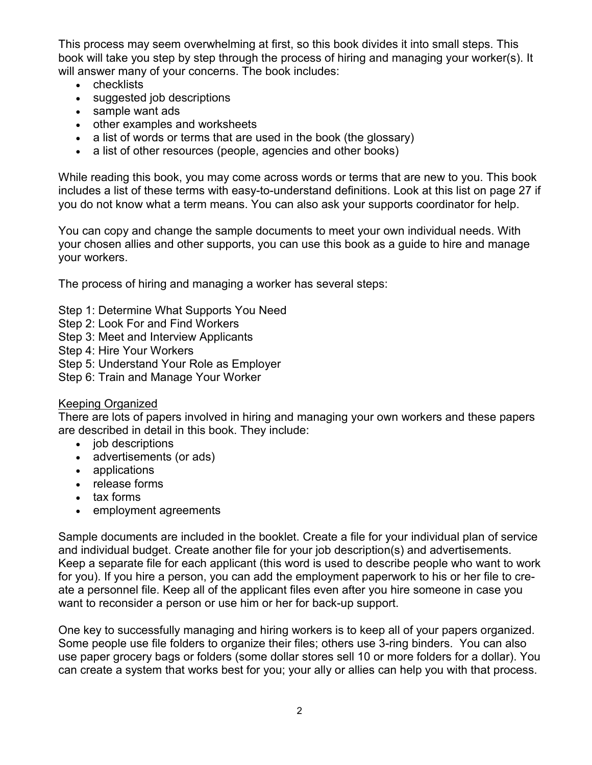This process may seem overwhelming at first, so this book divides it into small steps. This book will take you step by step through the process of hiring and managing your worker(s). It will answer many of your concerns. The book includes:

- checklists
- suggested job descriptions
- sample want ads
- other examples and worksheets
- a list of words or terms that are used in the book (the glossary)
- a list of other resources (people, agencies and other books)

While reading this book, you may come across words or terms that are new to you. This book includes a list of these terms with easy-to-understand definitions. Look at this list on page 27 if you do not know what a term means. You can also ask your supports coordinator for help.

You can copy and change the sample documents to meet your own individual needs. With your chosen allies and other supports, you can use this book as a guide to hire and manage your workers.

The process of hiring and managing a worker has several steps:

Step 1: Determine What Supports You Need
Step 2: Look For and Find Workers
Step 3: Meet and Interview Applicants
Step 4: Hire Your Workers
Step 5: Understand Your Role as Employer
Step 6: Train and Manage Your Worker

Keeping Organized

There are lots of papers involved in hiring and managing your own workers and these papers are described in detail in this book. They include:

- job descriptions
- advertisements (or ads)
- applications
- release forms
- tax forms
- employment agreements

Sample documents are included in the booklet. Create a file for your individual plan of service and individual budget. Create another file for your job description(s) and advertisements. Keep a separate file for each applicant (this word is used to describe people who want to work for you). If you hire a person, you can add the employment paperwork to his or her file to create a personnel file. Keep all of the applicant files even after you hire someone in case you want to reconsider a person or use him or her for back-up support.

One key to successfully managing and hiring workers is to keep all of your papers organized. Some people use file folders to organize their files; others use 3-ring binders. You can also use paper grocery bags or folders (some dollar stores sell 10 or more folders for a dollar). You can create a system that works best for you; your ally or allies can help you with that process.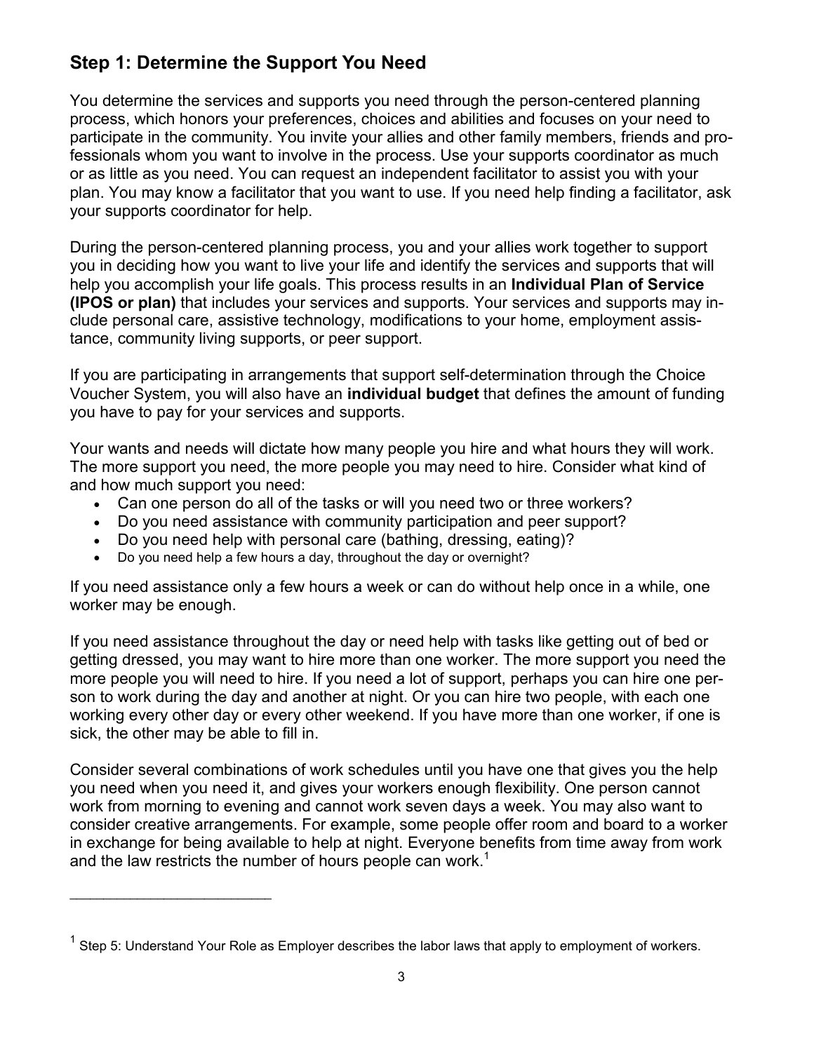## Step 1: Determine the Support You Need

You determine the services and supports you need through the person-centered planning process, which honors your preferences, choices and abilities and focuses on your need to participate in the community. You invite your allies and other family members, friends and professionals whom you want to involve in the process. Use your supports coordinator as much or as little as you need. You can request an independent facilitator to assist you with your plan. You may know a facilitator that you want to use. If you need help finding a facilitator, ask your supports coordinator for help.

During the person-centered planning process, you and your allies work together to support you in deciding how you want to live your life and identify the services and supports that will help you accomplish your life goals. This process results in an **Individual Plan of Service (IPOS or plan)** that includes your services and supports. Your services and supports may include personal care, assistive technology, modifications to your home, employment assistance, community living supports, or peer support.

If you are participating in arrangements that support self-determination through the Choice Voucher System, you will also have an **individual budget** that defines the amount of funding you have to pay for your services and supports.

Your wants and needs will dictate how many people you hire and what hours they will work. The more support you need, the more people you may need to hire. Consider what kind of and how much support you need:

- Can one person do all of the tasks or will you need two or three workers?
- Do you need assistance with community participation and peer support?
- Do you need help with personal care (bathing, dressing, eating)?
- Do you need help a few hours a day, throughout the day or overnight?

If you need assistance only a few hours a week or can do without help once in a while, one worker may be enough.

If you need assistance throughout the day or need help with tasks like getting out of bed or getting dressed, you may want to hire more than one worker. The more support you need the more people you will need to hire. If you need a lot of support, perhaps you can hire one person to work during the day and another at night. Or you can hire two people, with each one working every other day or every other weekend. If you have more than one worker, if one is sick, the other may be able to fill in.

Consider several combinations of work schedules until you have one that gives you the help you need when you need it, and gives your workers enough flexibility. One person cannot work from morning to evening and cannot work seven days a week. You may also want to consider creative arrangements. For example, some people offer room and board to a worker in exchange for being available to help at night. Everyone benefits from time away from work and the law restricts the number of hours people can work.[1]

[1] Step 5: Understand Your Role as Employer describes the labor laws that apply to employment of workers.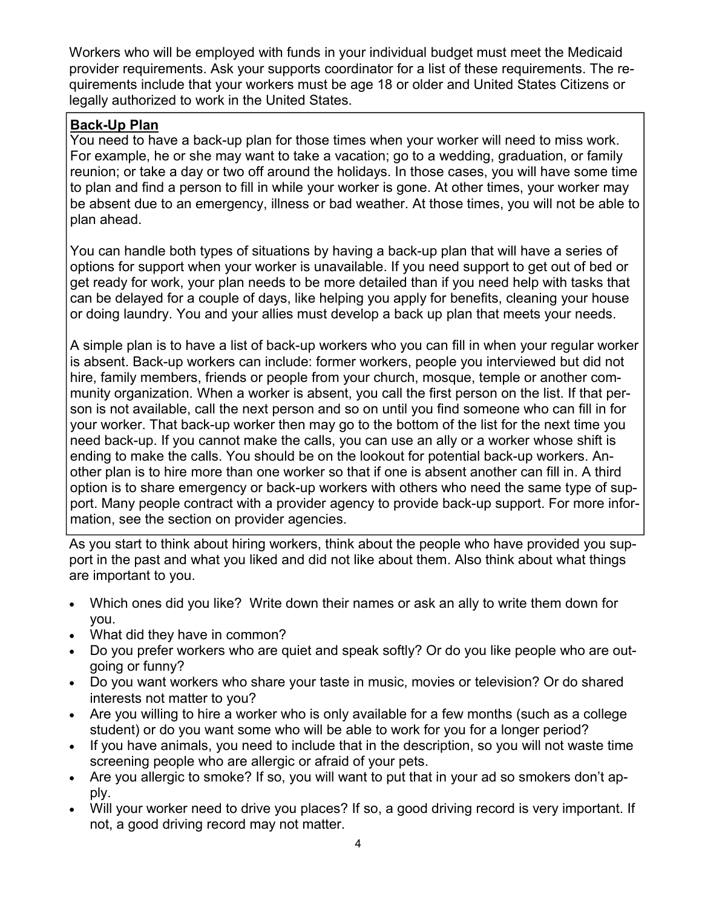Workers who will be employed with funds in your individual budget must meet the Medicaid provider requirements. Ask your supports coordinator for a list of these requirements. The requirements include that your workers must be age 18 or older and United States Citizens or legally authorized to work in the United States.

**Back-Up Plan**

You need to have a back-up plan for those times when your worker will need to miss work. For example, he or she may want to take a vacation; go to a wedding, graduation, or family reunion; or take a day or two off around the holidays. In those cases, you will have some time to plan and find a person to fill in while your worker is gone. At other times, your worker may be absent due to an emergency, illness or bad weather. At those times, you will not be able to plan ahead.

You can handle both types of situations by having a back-up plan that will have a series of options for support when your worker is unavailable. If you need support to get out of bed or get ready for work, your plan needs to be more detailed than if you need help with tasks that can be delayed for a couple of days, like helping you apply for benefits, cleaning your house or doing laundry. You and your allies must develop a back up plan that meets your needs.

A simple plan is to have a list of back-up workers who you can fill in when your regular worker is absent. Back-up workers can include: former workers, people you interviewed but did not hire, family members, friends or people from your church, mosque, temple or another community organization. When a worker is absent, you call the first person on the list. If that person is not available, call the next person and so on until you find someone who can fill in for your worker. That back-up worker then may go to the bottom of the list for the next time you need back-up. If you cannot make the calls, you can use an ally or a worker whose shift is ending to make the calls. You should be on the lookout for potential back-up workers. Another plan is to hire more than one worker so that if one is absent another can fill in. A third option is to share emergency or back-up workers with others who need the same type of support. Many people contract with a provider agency to provide back-up support. For more information, see the section on provider agencies.

As you start to think about hiring workers, think about the people who have provided you support in the past and what you liked and did not like about them. Also think about what things are important to you.

- Which ones did you like? Write down their names or ask an ally to write them down for you.
- What did they have in common?
- Do you prefer workers who are quiet and speak softly? Or do you like people who are outgoing or funny?
- Do you want workers who share your taste in music, movies or television? Or do shared interests not matter to you?
- Are you willing to hire a worker who is only available for a few months (such as a college student) or do you want some who will be able to work for you for a longer period?
- If you have animals, you need to include that in the description, so you will not waste time screening people who are allergic or afraid of your pets.
- Are you allergic to smoke? If so, you will want to put that in your ad so smokers don't apply.
- Will your worker need to drive you places? If so, a good driving record is very important. If not, a good driving record may not matter.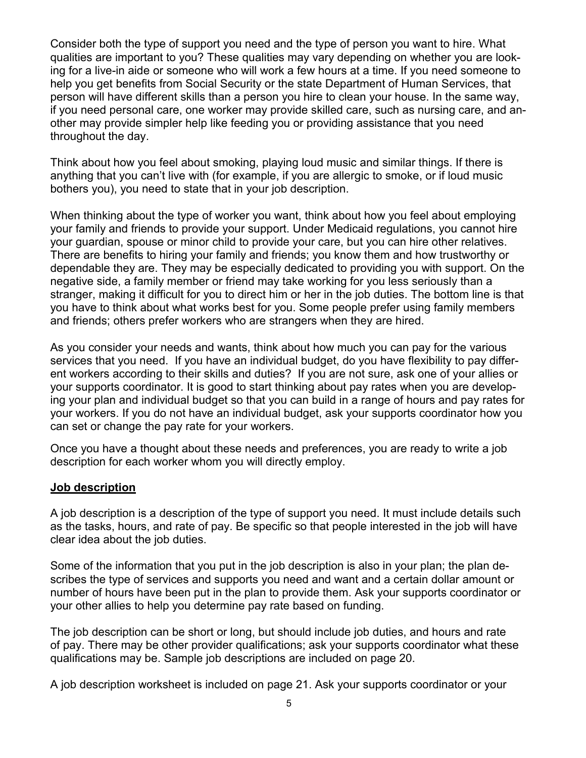Consider both the type of support you need and the type of person you want to hire. What qualities are important to you? These qualities may vary depending on whether you are looking for a live-in aide or someone who will work a few hours at a time. If you need someone to help you get benefits from Social Security or the state Department of Human Services, that person will have different skills than a person you hire to clean your house. In the same way, if you need personal care, one worker may provide skilled care, such as nursing care, and another may provide simpler help like feeding you or providing assistance that you need throughout the day.

Think about how you feel about smoking, playing loud music and similar things. If there is anything that you can't live with (for example, if you are allergic to smoke, or if loud music bothers you), you need to state that in your job description.

When thinking about the type of worker you want, think about how you feel about employing your family and friends to provide your support. Under Medicaid regulations, you cannot hire your guardian, spouse or minor child to provide your care, but you can hire other relatives. There are benefits to hiring your family and friends; you know them and how trustworthy or dependable they are. They may be especially dedicated to providing you with support. On the negative side, a family member or friend may take working for you less seriously than a stranger, making it difficult for you to direct him or her in the job duties. The bottom line is that you have to think about what works best for you. Some people prefer using family members and friends; others prefer workers who are strangers when they are hired.

As you consider your needs and wants, think about how much you can pay for the various services that you need. If you have an individual budget, do you have flexibility to pay different workers according to their skills and duties? If you are not sure, ask one of your allies or your supports coordinator. It is good to start thinking about pay rates when you are developing your plan and individual budget so that you can build in a range of hours and pay rates for your workers. If you do not have an individual budget, ask your supports coordinator how you can set or change the pay rate for your workers.

Once you have a thought about these needs and preferences, you are ready to write a job description for each worker whom you will directly employ.

## Job description

A job description is a description of the type of support you need. It must include details such as the tasks, hours, and rate of pay. Be specific so that people interested in the job will have clear idea about the job duties.

Some of the information that you put in the job description is also in your plan; the plan describes the type of services and supports you need and want and a certain dollar amount or number of hours have been put in the plan to provide them. Ask your supports coordinator or your other allies to help you determine pay rate based on funding.

The job description can be short or long, but should include job duties, and hours and rate of pay. There may be other provider qualifications; ask your supports coordinator what these qualifications may be. Sample job descriptions are included on page 20.

A job description worksheet is included on page 21. Ask your supports coordinator or your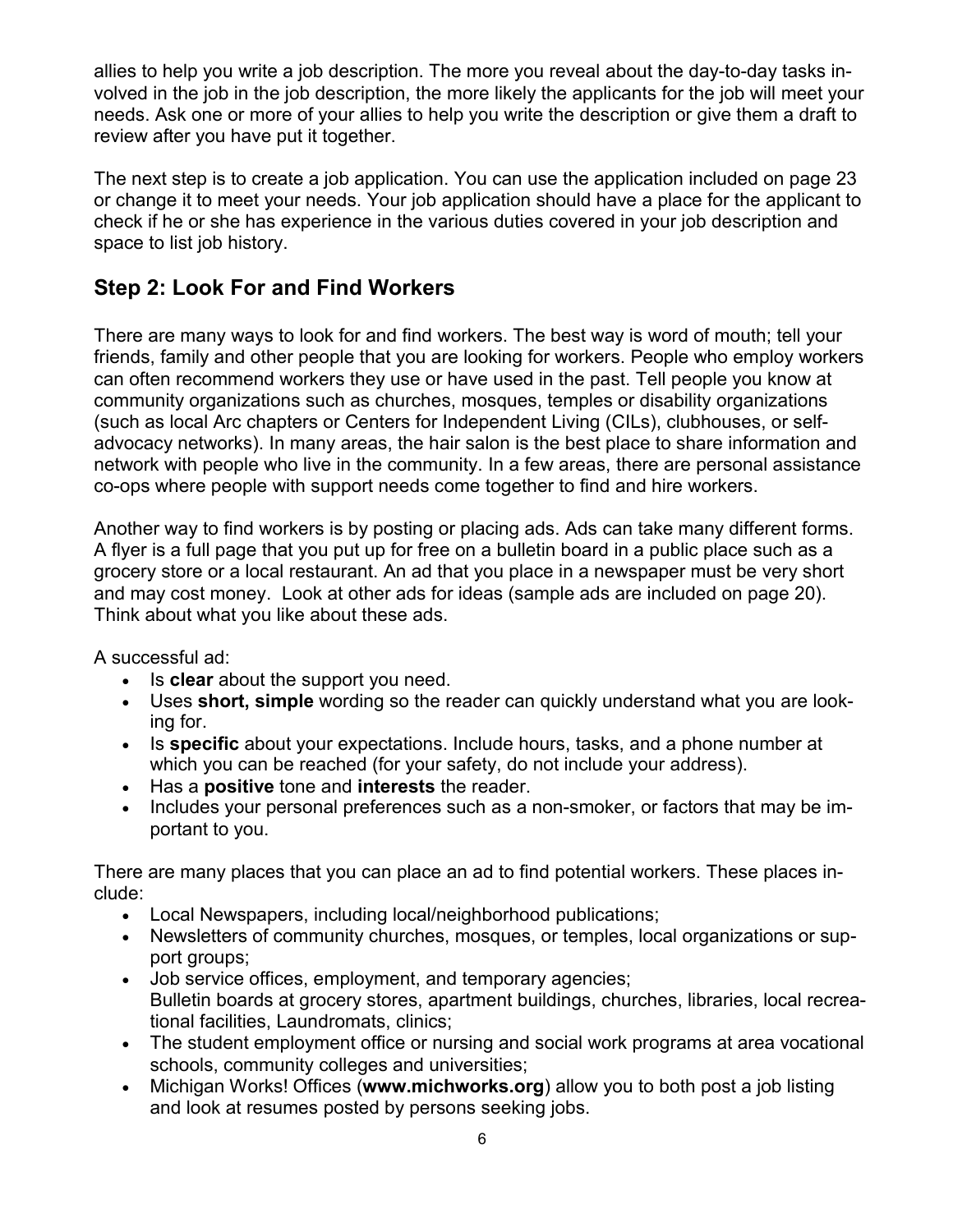allies to help you write a job description. The more you reveal about the day-to-day tasks involved in the job in the job description, the more likely the applicants for the job will meet your needs. Ask one or more of your allies to help you write the description or give them a draft to review after you have put it together.

The next step is to create a job application. You can use the application included on page 23 or change it to meet your needs. Your job application should have a place for the applicant to check if he or she has experience in the various duties covered in your job description and space to list job history.

## Step 2: Look For and Find Workers

There are many ways to look for and find workers. The best way is word of mouth; tell your friends, family and other people that you are looking for workers. People who employ workers can often recommend workers they use or have used in the past. Tell people you know at community organizations such as churches, mosques, temples or disability organizations (such as local Arc chapters or Centers for Independent Living (CILs), clubhouses, or self-advocacy networks). In many areas, the hair salon is the best place to share information and network with people who live in the community. In a few areas, there are personal assistance co-ops where people with support needs come together to find and hire workers.

Another way to find workers is by posting or placing ads. Ads can take many different forms. A flyer is a full page that you put up for free on a bulletin board in a public place such as a grocery store or a local restaurant. An ad that you place in a newspaper must be very short and may cost money. Look at other ads for ideas (sample ads are included on page 20). Think about what you like about these ads.

A successful ad:

- Is **clear** about the support you need.
- Uses **short, simple** wording so the reader can quickly understand what you are looking for.
- Is **specific** about your expectations. Include hours, tasks, and a phone number at which you can be reached (for your safety, do not include your address).
- Has a **positive** tone and **interests** the reader.
- Includes your personal preferences such as a non-smoker, or factors that may be important to you.

There are many places that you can place an ad to find potential workers. These places include:

- Local Newspapers, including local/neighborhood publications;
- Newsletters of community churches, mosques, or temples, local organizations or support groups;
- Job service offices, employment, and temporary agencies;
  Bulletin boards at grocery stores, apartment buildings, churches, libraries, local recreational facilities, Laundromats, clinics;
- The student employment office or nursing and social work programs at area vocational schools, community colleges and universities;
- Michigan Works! Offices (**www.michworks.org**) allow you to both post a job listing and look at resumes posted by persons seeking jobs.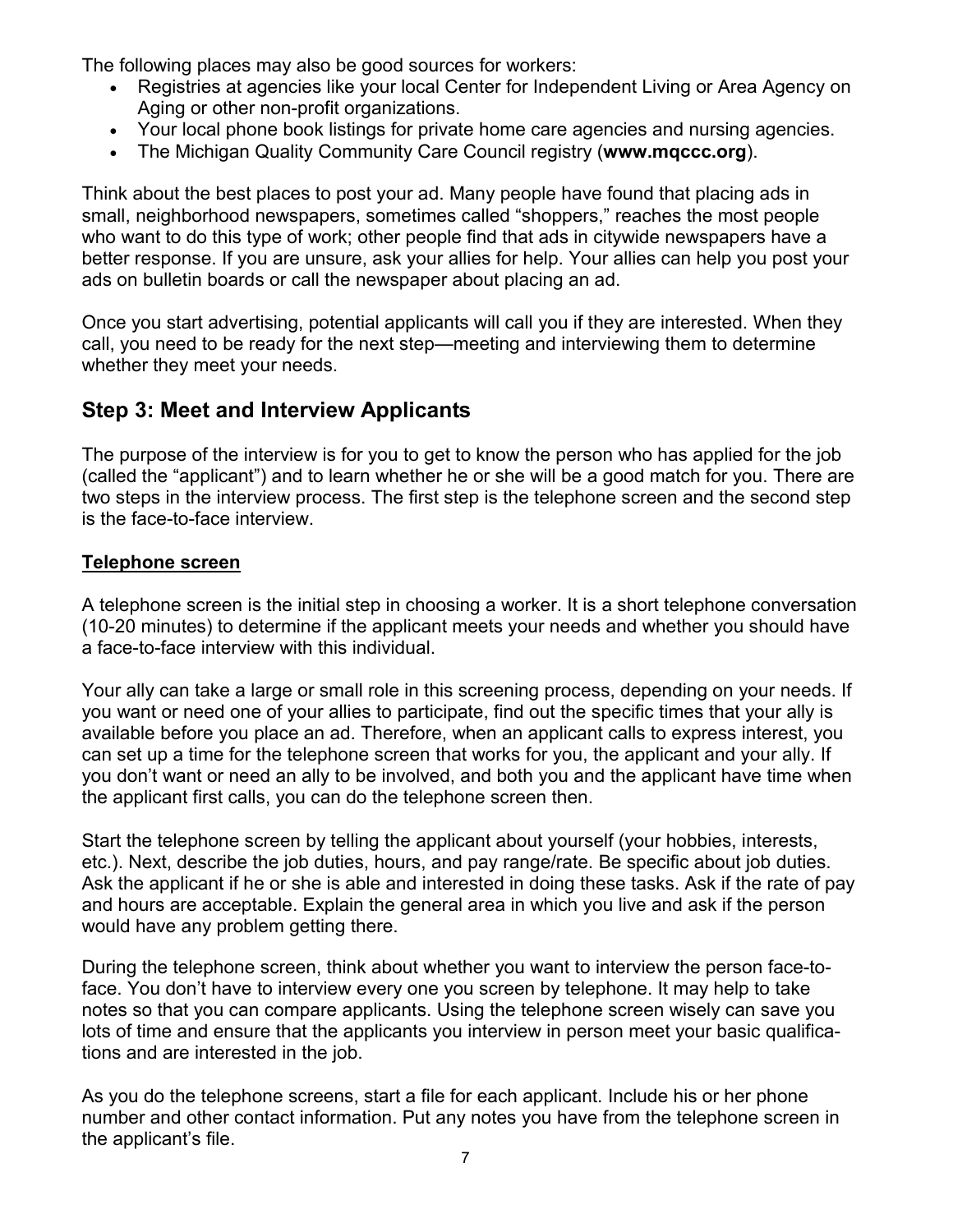The following places may also be good sources for workers:

- Registries at agencies like your local Center for Independent Living or Area Agency on Aging or other non-profit organizations.
- Your local phone book listings for private home care agencies and nursing agencies.
- The Michigan Quality Community Care Council registry (**www.mqccc.org**).

Think about the best places to post your ad. Many people have found that placing ads in small, neighborhood newspapers, sometimes called "shoppers," reaches the most people who want to do this type of work; other people find that ads in citywide newspapers have a better response. If you are unsure, ask your allies for help. Your allies can help you post your ads on bulletin boards or call the newspaper about placing an ad.

Once you start advertising, potential applicants will call you if they are interested. When they call, you need to be ready for the next step—meeting and interviewing them to determine whether they meet your needs.

## Step 3: Meet and Interview Applicants

The purpose of the interview is for you to get to know the person who has applied for the job (called the "applicant") and to learn whether he or she will be a good match for you. There are two steps in the interview process. The first step is the telephone screen and the second step is the face-to-face interview.

### Telephone screen

A telephone screen is the initial step in choosing a worker. It is a short telephone conversation (10-20 minutes) to determine if the applicant meets your needs and whether you should have a face-to-face interview with this individual.

Your ally can take a large or small role in this screening process, depending on your needs. If you want or need one of your allies to participate, find out the specific times that your ally is available before you place an ad. Therefore, when an applicant calls to express interest, you can set up a time for the telephone screen that works for you, the applicant and your ally. If you don't want or need an ally to be involved, and both you and the applicant have time when the applicant first calls, you can do the telephone screen then.

Start the telephone screen by telling the applicant about yourself (your hobbies, interests, etc.). Next, describe the job duties, hours, and pay range/rate. Be specific about job duties. Ask the applicant if he or she is able and interested in doing these tasks. Ask if the rate of pay and hours are acceptable. Explain the general area in which you live and ask if the person would have any problem getting there.

During the telephone screen, think about whether you want to interview the person face-to-face. You don't have to interview every one you screen by telephone. It may help to take notes so that you can compare applicants. Using the telephone screen wisely can save you lots of time and ensure that the applicants you interview in person meet your basic qualifications and are interested in the job.

As you do the telephone screens, start a file for each applicant. Include his or her phone number and other contact information. Put any notes you have from the telephone screen in the applicant's file.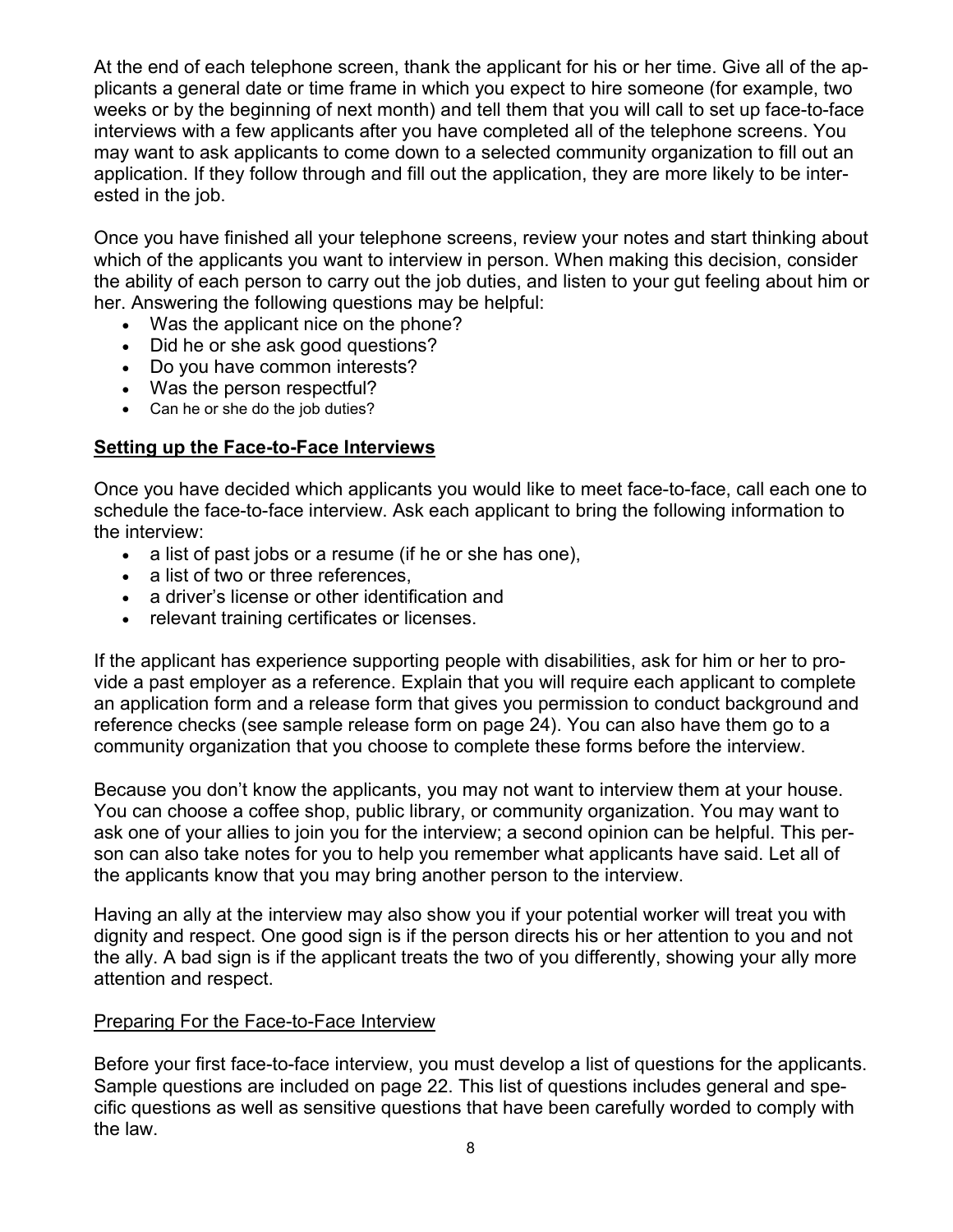At the end of each telephone screen, thank the applicant for his or her time. Give all of the applicants a general date or time frame in which you expect to hire someone (for example, two weeks or by the beginning of next month) and tell them that you will call to set up face-to-face interviews with a few applicants after you have completed all of the telephone screens. You may want to ask applicants to come down to a selected community organization to fill out an application. If they follow through and fill out the application, they are more likely to be interested in the job.

Once you have finished all your telephone screens, review your notes and start thinking about which of the applicants you want to interview in person. When making this decision, consider the ability of each person to carry out the job duties, and listen to your gut feeling about him or her. Answering the following questions may be helpful:

- Was the applicant nice on the phone?
- Did he or she ask good questions?
- Do you have common interests?
- Was the person respectful?
- Can he or she do the job duties?

## Setting up the Face-to-Face Interviews

Once you have decided which applicants you would like to meet face-to-face, call each one to schedule the face-to-face interview. Ask each applicant to bring the following information to the interview:

- a list of past jobs or a resume (if he or she has one),
- a list of two or three references,
- a driver's license or other identification and
- relevant training certificates or licenses.

If the applicant has experience supporting people with disabilities, ask for him or her to provide a past employer as a reference. Explain that you will require each applicant to complete an application form and a release form that gives you permission to conduct background and reference checks (see sample release form on page 24). You can also have them go to a community organization that you choose to complete these forms before the interview.

Because you don't know the applicants, you may not want to interview them at your house. You can choose a coffee shop, public library, or community organization. You may want to ask one of your allies to join you for the interview; a second opinion can be helpful. This person can also take notes for you to help you remember what applicants have said. Let all of the applicants know that you may bring another person to the interview.

Having an ally at the interview may also show you if your potential worker will treat you with dignity and respect. One good sign is if the person directs his or her attention to you and not the ally. A bad sign is if the applicant treats the two of you differently, showing your ally more attention and respect.

### Preparing For the Face-to-Face Interview

Before your first face-to-face interview, you must develop a list of questions for the applicants. Sample questions are included on page 22. This list of questions includes general and specific questions as well as sensitive questions that have been carefully worded to comply with the law.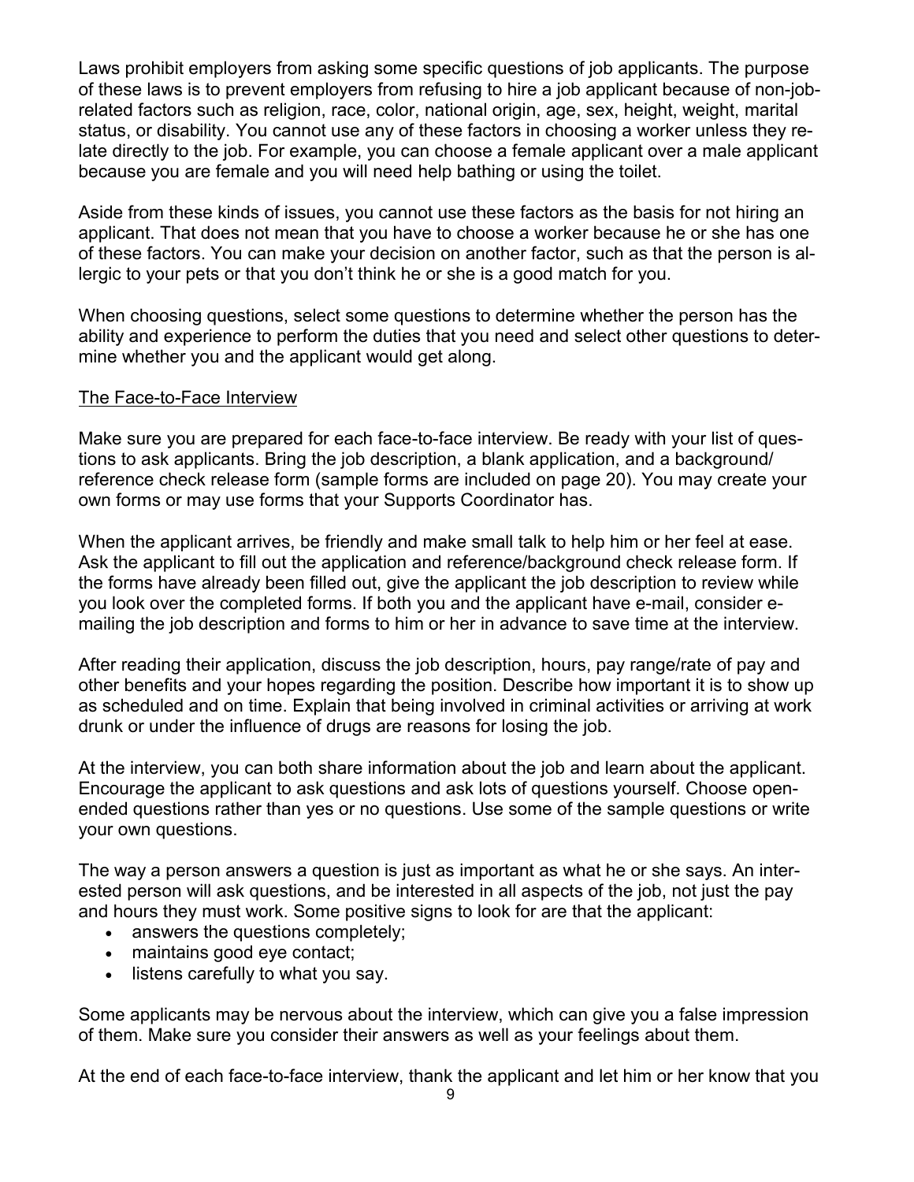Laws prohibit employers from asking some specific questions of job applicants. The purpose of these laws is to prevent employers from refusing to hire a job applicant because of non-job-related factors such as religion, race, color, national origin, age, sex, height, weight, marital status, or disability. You cannot use any of these factors in choosing a worker unless they relate directly to the job. For example, you can choose a female applicant over a male applicant because you are female and you will need help bathing or using the toilet.

Aside from these kinds of issues, you cannot use these factors as the basis for not hiring an applicant. That does not mean that you have to choose a worker because he or she has one of these factors. You can make your decision on another factor, such as that the person is allergic to your pets or that you don't think he or she is a good match for you.

When choosing questions, select some questions to determine whether the person has the ability and experience to perform the duties that you need and select other questions to determine whether you and the applicant would get along.

## The Face-to-Face Interview

Make sure you are prepared for each face-to-face interview. Be ready with your list of questions to ask applicants. Bring the job description, a blank application, and a background/reference check release form (sample forms are included on page 20). You may create your own forms or may use forms that your Supports Coordinator has.

When the applicant arrives, be friendly and make small talk to help him or her feel at ease. Ask the applicant to fill out the application and reference/background check release form. If the forms have already been filled out, give the applicant the job description to review while you look over the completed forms. If both you and the applicant have e-mail, consider e-mailing the job description and forms to him or her in advance to save time at the interview.

After reading their application, discuss the job description, hours, pay range/rate of pay and other benefits and your hopes regarding the position. Describe how important it is to show up as scheduled and on time. Explain that being involved in criminal activities or arriving at work drunk or under the influence of drugs are reasons for losing the job.

At the interview, you can both share information about the job and learn about the applicant. Encourage the applicant to ask questions and ask lots of questions yourself. Choose open-ended questions rather than yes or no questions. Use some of the sample questions or write your own questions.

The way a person answers a question is just as important as what he or she says. An interested person will ask questions, and be interested in all aspects of the job, not just the pay and hours they must work. Some positive signs to look for are that the applicant:

- answers the questions completely;
- maintains good eye contact;
- listens carefully to what you say.

Some applicants may be nervous about the interview, which can give you a false impression of them. Make sure you consider their answers as well as your feelings about them.

At the end of each face-to-face interview, thank the applicant and let him or her know that you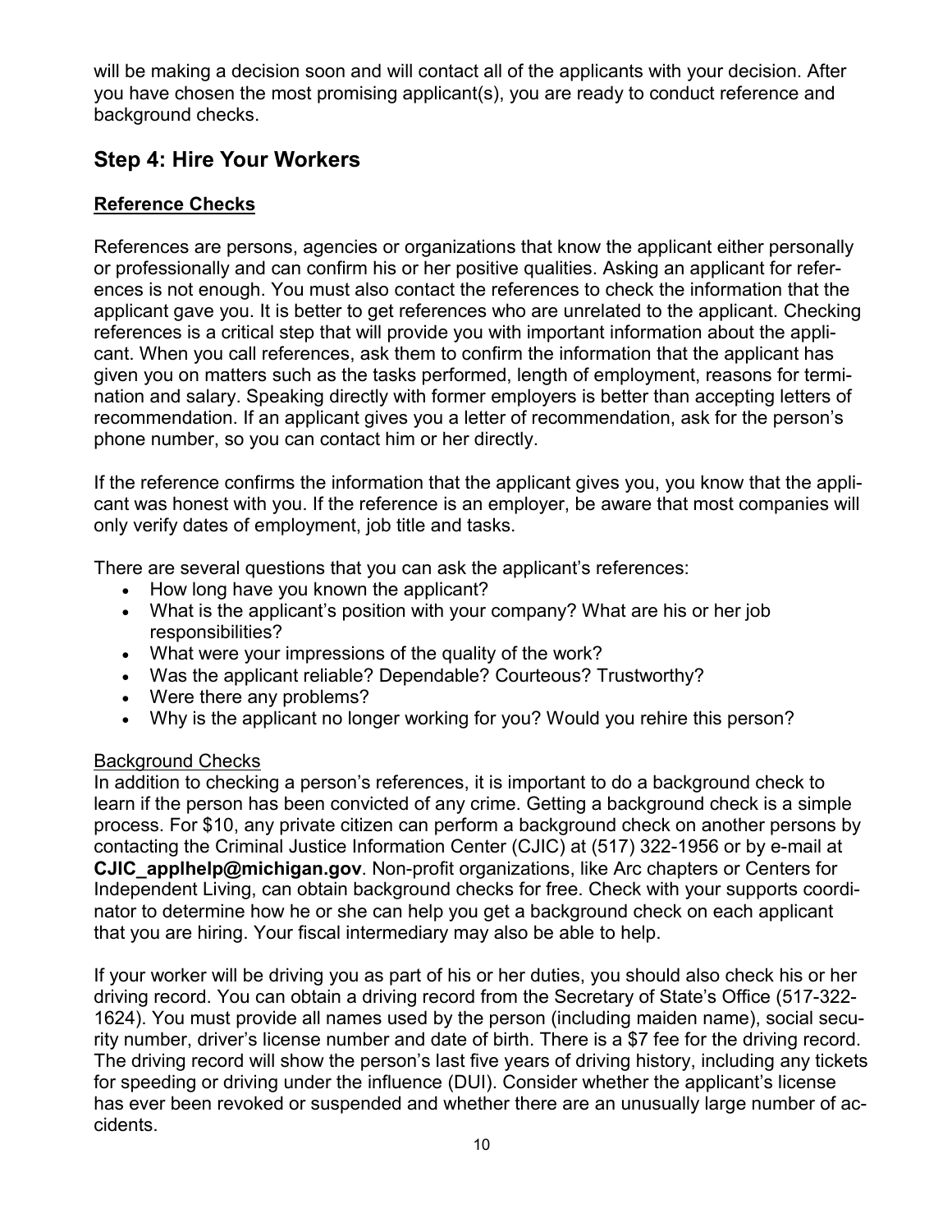will be making a decision soon and will contact all of the applicants with your decision. After you have chosen the most promising applicant(s), you are ready to conduct reference and background checks.

## Step 4: Hire Your Workers

### Reference Checks

References are persons, agencies or organizations that know the applicant either personally or professionally and can confirm his or her positive qualities. Asking an applicant for references is not enough. You must also contact the references to check the information that the applicant gave you. It is better to get references who are unrelated to the applicant. Checking references is a critical step that will provide you with important information about the applicant. When you call references, ask them to confirm the information that the applicant has given you on matters such as the tasks performed, length of employment, reasons for termination and salary. Speaking directly with former employers is better than accepting letters of recommendation. If an applicant gives you a letter of recommendation, ask for the person's phone number, so you can contact him or her directly.

If the reference confirms the information that the applicant gives you, you know that the applicant was honest with you. If the reference is an employer, be aware that most companies will only verify dates of employment, job title and tasks.

There are several questions that you can ask the applicant's references:

- How long have you known the applicant?
- What is the applicant's position with your company? What are his or her job responsibilities?
- What were your impressions of the quality of the work?
- Was the applicant reliable? Dependable? Courteous? Trustworthy?
- Were there any problems?
- Why is the applicant no longer working for you? Would you rehire this person?

### Background Checks

In addition to checking a person's references, it is important to do a background check to learn if the person has been convicted of any crime. Getting a background check is a simple process. For $10, any private citizen can perform a background check on another persons by contacting the Criminal Justice Information Center (CJIC) at (517) 322-1956 or by e-mail at **CJIC_applhelp@michigan.gov**. Non-profit organizations, like Arc chapters or Centers for Independent Living, can obtain background checks for free. Check with your supports coordinator to determine how he or she can help you get a background check on each applicant that you are hiring. Your fiscal intermediary may also be able to help.

If your worker will be driving you as part of his or her duties, you should also check his or her driving record. You can obtain a driving record from the Secretary of State's Office (517-322-1624). You must provide all names used by the person (including maiden name), social security number, driver's license number and date of birth. There is a $7 fee for the driving record. The driving record will show the person's last five years of driving history, including any tickets for speeding or driving under the influence (DUI). Consider whether the applicant's license has ever been revoked or suspended and whether there are an unusually large number of accidents.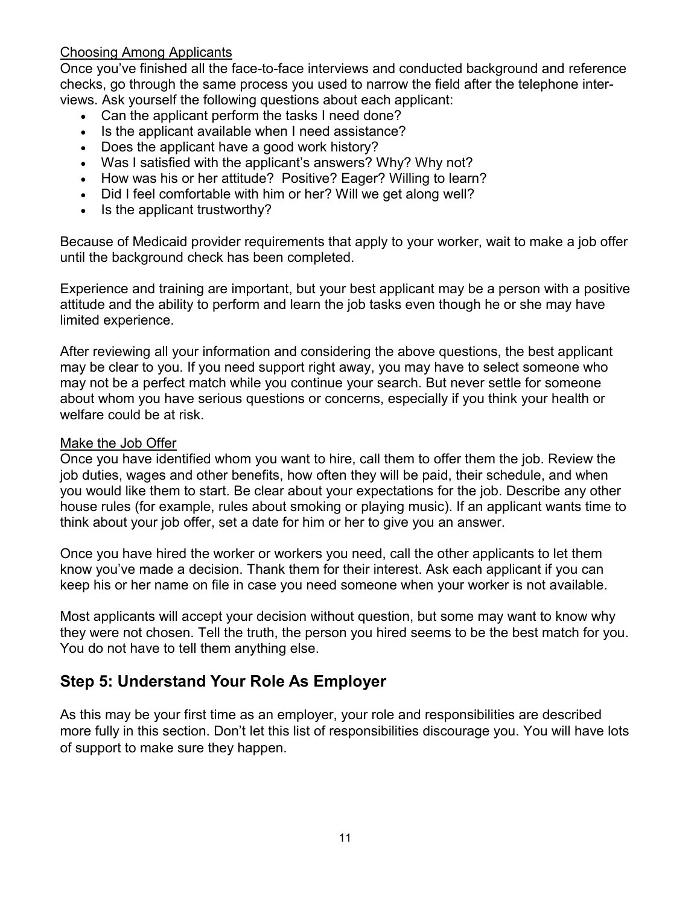Choosing Among Applicants

Once you've finished all the face-to-face interviews and conducted background and reference checks, go through the same process you used to narrow the field after the telephone interviews. Ask yourself the following questions about each applicant:

- Can the applicant perform the tasks I need done?
- Is the applicant available when I need assistance?
- Does the applicant have a good work history?
- Was I satisfied with the applicant's answers? Why? Why not?
- How was his or her attitude? Positive? Eager? Willing to learn?
- Did I feel comfortable with him or her? Will we get along well?
- Is the applicant trustworthy?

Because of Medicaid provider requirements that apply to your worker, wait to make a job offer until the background check has been completed.

Experience and training are important, but your best applicant may be a person with a positive attitude and the ability to perform and learn the job tasks even though he or she may have limited experience.

After reviewing all your information and considering the above questions, the best applicant may be clear to you. If you need support right away, you may have to select someone who may not be a perfect match while you continue your search. But never settle for someone about whom you have serious questions or concerns, especially if you think your health or welfare could be at risk.

Make the Job Offer

Once you have identified whom you want to hire, call them to offer them the job. Review the job duties, wages and other benefits, how often they will be paid, their schedule, and when you would like them to start. Be clear about your expectations for the job. Describe any other house rules (for example, rules about smoking or playing music). If an applicant wants time to think about your job offer, set a date for him or her to give you an answer.

Once you have hired the worker or workers you need, call the other applicants to let them know you've made a decision. Thank them for their interest. Ask each applicant if you can keep his or her name on file in case you need someone when your worker is not available.

Most applicants will accept your decision without question, but some may want to know why they were not chosen. Tell the truth, the person you hired seems to be the best match for you. You do not have to tell them anything else.

## Step 5: Understand Your Role As Employer

As this may be your first time as an employer, your role and responsibilities are described more fully in this section. Don't let this list of responsibilities discourage you. You will have lots of support to make sure they happen.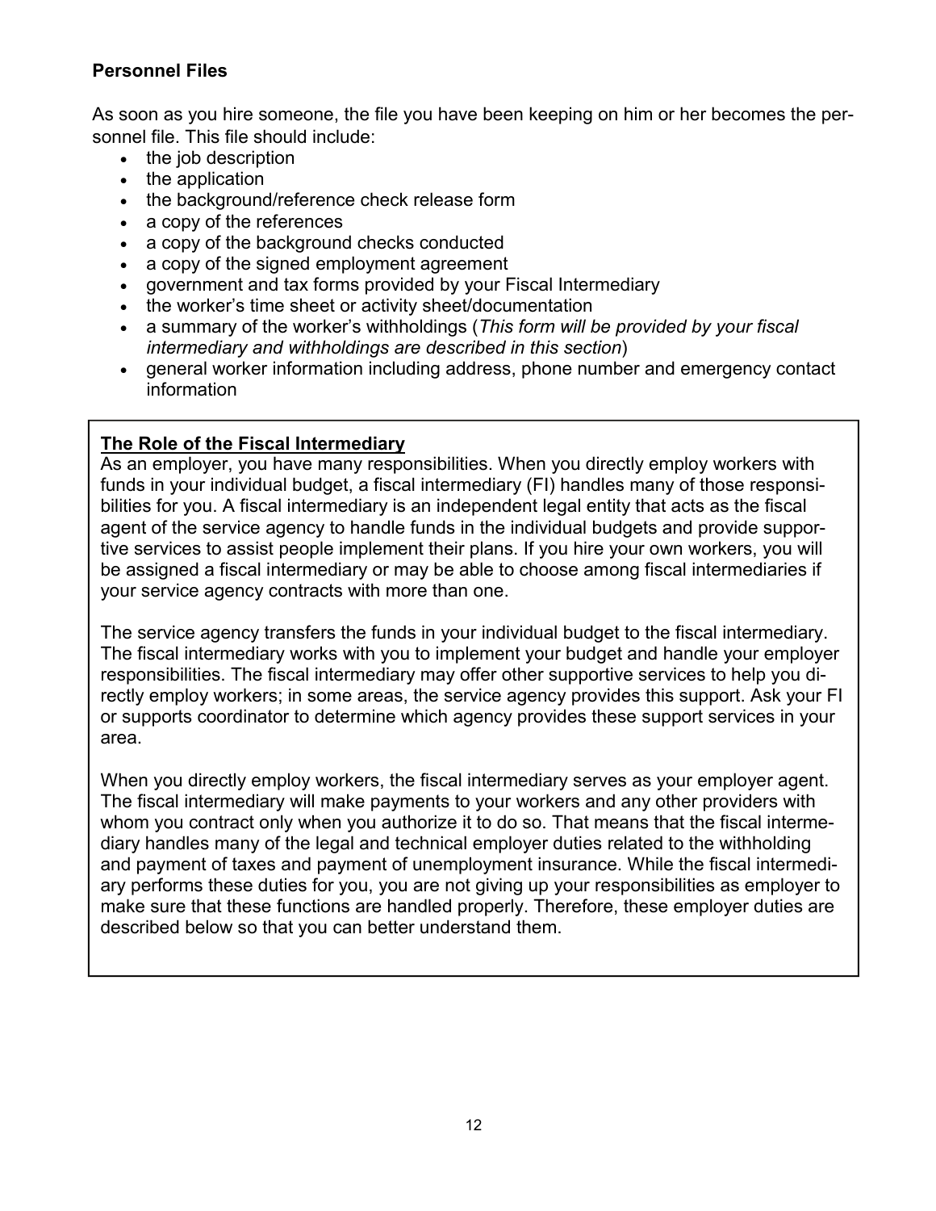## Personnel Files

As soon as you hire someone, the file you have been keeping on him or her becomes the personnel file. This file should include:

- the job description
- the application
- the background/reference check release form
- a copy of the references
- a copy of the background checks conducted
- a copy of the signed employment agreement
- government and tax forms provided by your Fiscal Intermediary
- the worker's time sheet or activity sheet/documentation
- a summary of the worker's withholdings (*This form will be provided by your fiscal intermediary and withholdings are described in this section*)
- general worker information including address, phone number and emergency contact information

### The Role of the Fiscal Intermediary

As an employer, you have many responsibilities. When you directly employ workers with funds in your individual budget, a fiscal intermediary (FI) handles many of those responsibilities for you. A fiscal intermediary is an independent legal entity that acts as the fiscal agent of the service agency to handle funds in the individual budgets and provide supportive services to assist people implement their plans. If you hire your own workers, you will be assigned a fiscal intermediary or may be able to choose among fiscal intermediaries if your service agency contracts with more than one.

The service agency transfers the funds in your individual budget to the fiscal intermediary. The fiscal intermediary works with you to implement your budget and handle your employer responsibilities. The fiscal intermediary may offer other supportive services to help you directly employ workers; in some areas, the service agency provides this support. Ask your FI or supports coordinator to determine which agency provides these support services in your area.

When you directly employ workers, the fiscal intermediary serves as your employer agent. The fiscal intermediary will make payments to your workers and any other providers with whom you contract only when you authorize it to do so. That means that the fiscal intermediary handles many of the legal and technical employer duties related to the withholding and payment of taxes and payment of unemployment insurance. While the fiscal intermediary performs these duties for you, you are not giving up your responsibilities as employer to make sure that these functions are handled properly. Therefore, these employer duties are described below so that you can better understand them.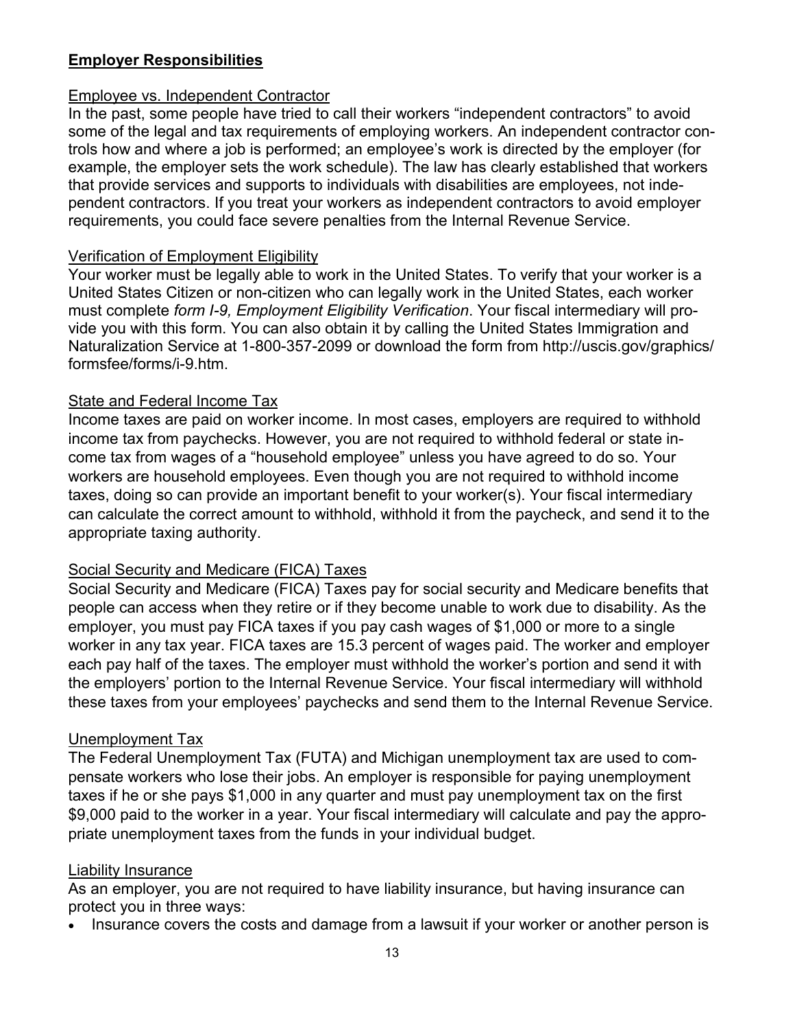## Employer Responsibilities

### Employee vs. Independent Contractor

In the past, some people have tried to call their workers "independent contractors" to avoid some of the legal and tax requirements of employing workers. An independent contractor controls how and where a job is performed; an employee's work is directed by the employer (for example, the employer sets the work schedule). The law has clearly established that workers that provide services and supports to individuals with disabilities are employees, not independent contractors. If you treat your workers as independent contractors to avoid employer requirements, you could face severe penalties from the Internal Revenue Service.

### Verification of Employment Eligibility

Your worker must be legally able to work in the United States. To verify that your worker is a United States Citizen or non-citizen who can legally work in the United States, each worker must complete *form I-9, Employment Eligibility Verification*. Your fiscal intermediary will provide you with this form. You can also obtain it by calling the United States Immigration and Naturalization Service at 1-800-357-2099 or download the form from http://uscis.gov/graphics/formsfee/forms/i-9.htm.

### State and Federal Income Tax

Income taxes are paid on worker income. In most cases, employers are required to withhold income tax from paychecks. However, you are not required to withhold federal or state income tax from wages of a "household employee" unless you have agreed to do so. Your workers are household employees. Even though you are not required to withhold income taxes, doing so can provide an important benefit to your worker(s). Your fiscal intermediary can calculate the correct amount to withhold, withhold it from the paycheck, and send it to the appropriate taxing authority.

### Social Security and Medicare (FICA) Taxes

Social Security and Medicare (FICA) Taxes pay for social security and Medicare benefits that people can access when they retire or if they become unable to work due to disability. As the employer, you must pay FICA taxes if you pay cash wages of $1,000 or more to a single worker in any tax year. FICA taxes are 15.3 percent of wages paid. The worker and employer each pay half of the taxes. The employer must withhold the worker's portion and send it with the employers' portion to the Internal Revenue Service. Your fiscal intermediary will withhold these taxes from your employees' paychecks and send them to the Internal Revenue Service.

### Unemployment Tax

The Federal Unemployment Tax (FUTA) and Michigan unemployment tax are used to compensate workers who lose their jobs. An employer is responsible for paying unemployment taxes if he or she pays $1,000 in any quarter and must pay unemployment tax on the first $9,000 paid to the worker in a year. Your fiscal intermediary will calculate and pay the appropriate unemployment taxes from the funds in your individual budget.

### Liability Insurance

As an employer, you are not required to have liability insurance, but having insurance can protect you in three ways:

- Insurance covers the costs and damage from a lawsuit if your worker or another person is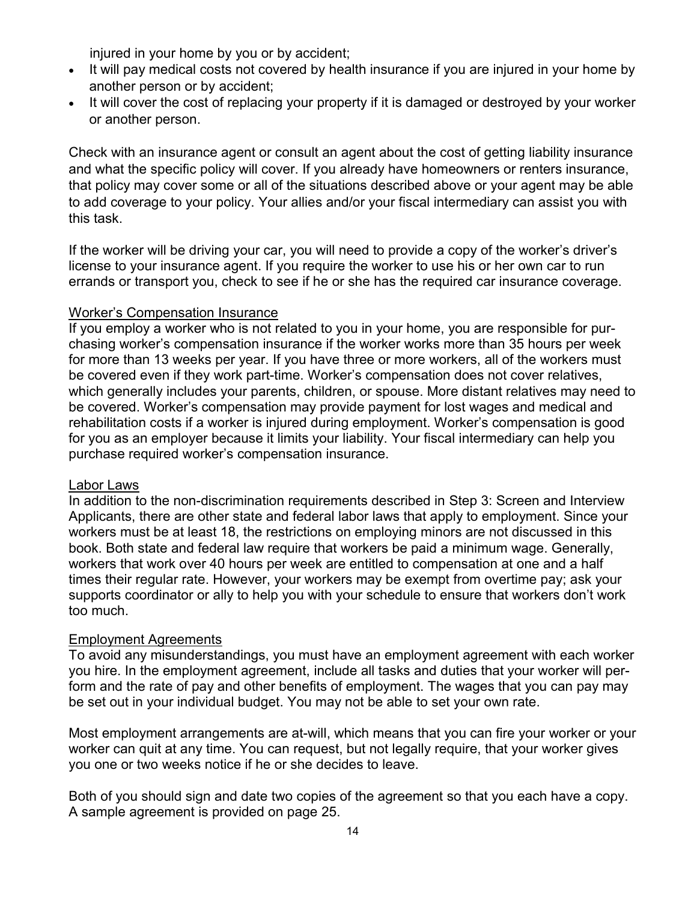injured in your home by you or by accident;

- It will pay medical costs not covered by health insurance if you are injured in your home by another person or by accident;
- It will cover the cost of replacing your property if it is damaged or destroyed by your worker or another person.

Check with an insurance agent or consult an agent about the cost of getting liability insurance and what the specific policy will cover. If you already have homeowners or renters insurance, that policy may cover some or all of the situations described above or your agent may be able to add coverage to your policy. Your allies and/or your fiscal intermediary can assist you with this task.

If the worker will be driving your car, you will need to provide a copy of the worker's driver's license to your insurance agent. If you require the worker to use his or her own car to run errands or transport you, check to see if he or she has the required car insurance coverage.

<u>Worker's Compensation Insurance</u>

If you employ a worker who is not related to you in your home, you are responsible for purchasing worker's compensation insurance if the worker works more than 35 hours per week for more than 13 weeks per year. If you have three or more workers, all of the workers must be covered even if they work part-time. Worker's compensation does not cover relatives, which generally includes your parents, children, or spouse. More distant relatives may need to be covered. Worker's compensation may provide payment for lost wages and medical and rehabilitation costs if a worker is injured during employment. Worker's compensation is good for you as an employer because it limits your liability. Your fiscal intermediary can help you purchase required worker's compensation insurance.

<u>Labor Laws</u>

In addition to the non-discrimination requirements described in Step 3: Screen and Interview Applicants, there are other state and federal labor laws that apply to employment. Since your workers must be at least 18, the restrictions on employing minors are not discussed in this book. Both state and federal law require that workers be paid a minimum wage. Generally, workers that work over 40 hours per week are entitled to compensation at one and a half times their regular rate. However, your workers may be exempt from overtime pay; ask your supports coordinator or ally to help you with your schedule to ensure that workers don't work too much.

<u>Employment Agreements</u>

To avoid any misunderstandings, you must have an employment agreement with each worker you hire. In the employment agreement, include all tasks and duties that your worker will perform and the rate of pay and other benefits of employment. The wages that you can pay may be set out in your individual budget. You may not be able to set your own rate.

Most employment arrangements are at-will, which means that you can fire your worker or your worker can quit at any time. You can request, but not legally require, that your worker gives you one or two weeks notice if he or she decides to leave.

Both of you should sign and date two copies of the agreement so that you each have a copy. A sample agreement is provided on page 25.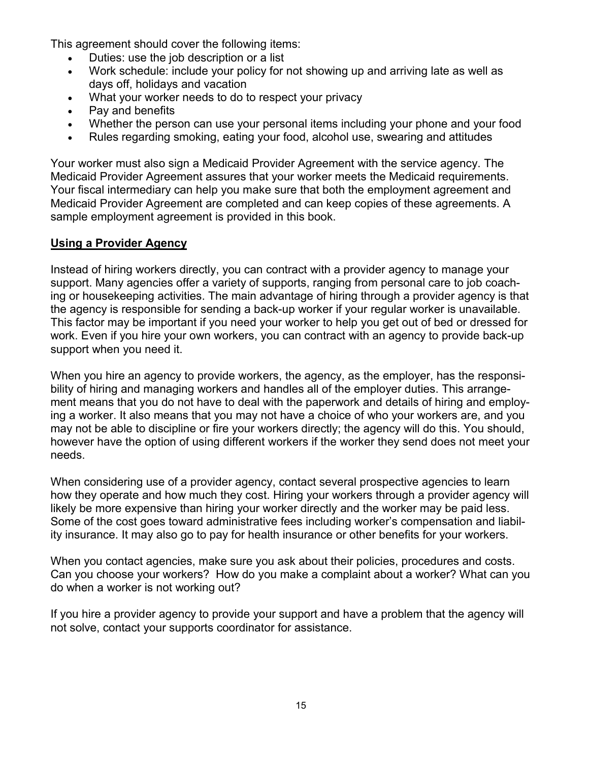This agreement should cover the following items:

- Duties: use the job description or a list
- Work schedule: include your policy for not showing up and arriving late as well as days off, holidays and vacation
- What your worker needs to do to respect your privacy
- Pay and benefits
- Whether the person can use your personal items including your phone and your food
- Rules regarding smoking, eating your food, alcohol use, swearing and attitudes

Your worker must also sign a Medicaid Provider Agreement with the service agency. The Medicaid Provider Agreement assures that your worker meets the Medicaid requirements. Your fiscal intermediary can help you make sure that both the employment agreement and Medicaid Provider Agreement are completed and can keep copies of these agreements. A sample employment agreement is provided in this book.

## Using a Provider Agency

Instead of hiring workers directly, you can contract with a provider agency to manage your support. Many agencies offer a variety of supports, ranging from personal care to job coaching or housekeeping activities. The main advantage of hiring through a provider agency is that the agency is responsible for sending a back-up worker if your regular worker is unavailable. This factor may be important if you need your worker to help you get out of bed or dressed for work. Even if you hire your own workers, you can contract with an agency to provide back-up support when you need it.

When you hire an agency to provide workers, the agency, as the employer, has the responsibility of hiring and managing workers and handles all of the employer duties. This arrangement means that you do not have to deal with the paperwork and details of hiring and employing a worker. It also means that you may not have a choice of who your workers are, and you may not be able to discipline or fire your workers directly; the agency will do this. You should, however have the option of using different workers if the worker they send does not meet your needs.

When considering use of a provider agency, contact several prospective agencies to learn how they operate and how much they cost. Hiring your workers through a provider agency will likely be more expensive than hiring your worker directly and the worker may be paid less. Some of the cost goes toward administrative fees including worker's compensation and liability insurance. It may also go to pay for health insurance or other benefits for your workers.

When you contact agencies, make sure you ask about their policies, procedures and costs. Can you choose your workers? How do you make a complaint about a worker? What can you do when a worker is not working out?

If you hire a provider agency to provide your support and have a problem that the agency will not solve, contact your supports coordinator for assistance.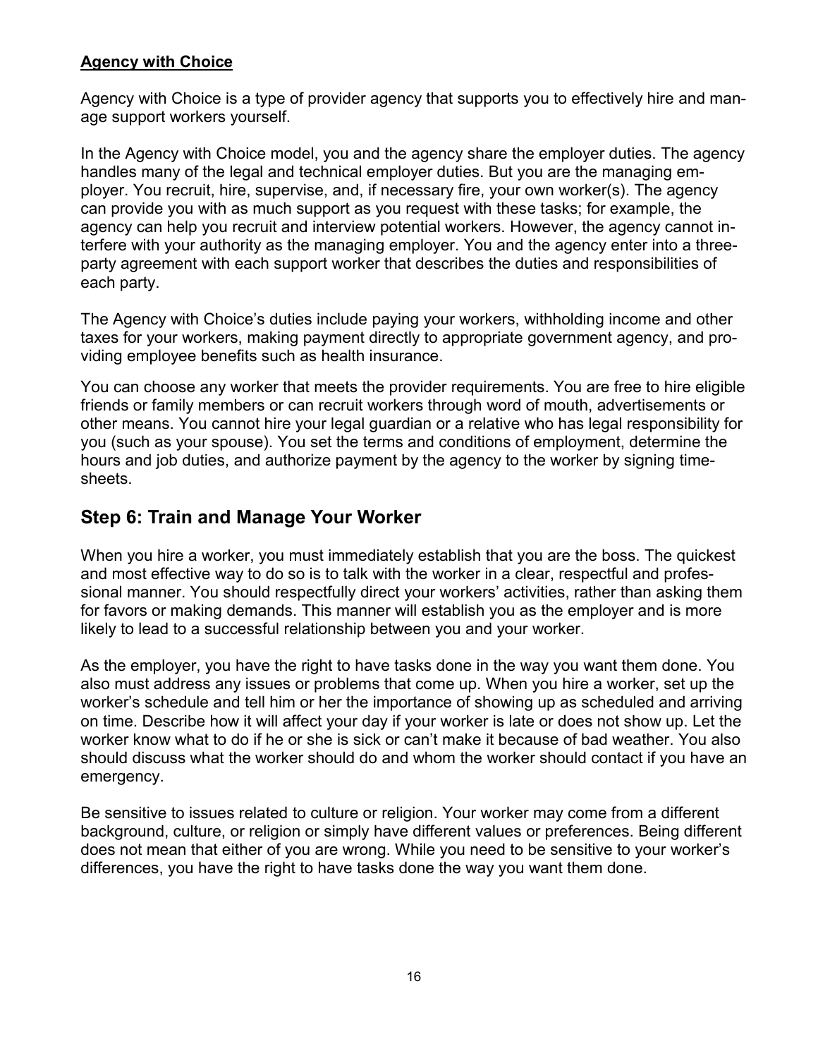**Agency with Choice**

Agency with Choice is a type of provider agency that supports you to effectively hire and manage support workers yourself.

In the Agency with Choice model, you and the agency share the employer duties. The agency handles many of the legal and technical employer duties. But you are the managing employer. You recruit, hire, supervise, and, if necessary fire, your own worker(s). The agency can provide you with as much support as you request with these tasks; for example, the agency can help you recruit and interview potential workers. However, the agency cannot interfere with your authority as the managing employer. You and the agency enter into a three-party agreement with each support worker that describes the duties and responsibilities of each party.

The Agency with Choice's duties include paying your workers, withholding income and other taxes for your workers, making payment directly to appropriate government agency, and providing employee benefits such as health insurance.

You can choose any worker that meets the provider requirements. You are free to hire eligible friends or family members or can recruit workers through word of mouth, advertisements or other means. You cannot hire your legal guardian or a relative who has legal responsibility for you (such as your spouse). You set the terms and conditions of employment, determine the hours and job duties, and authorize payment by the agency to the worker by signing timesheets.

## Step 6: Train and Manage Your Worker

When you hire a worker, you must immediately establish that you are the boss. The quickest and most effective way to do so is to talk with the worker in a clear, respectful and professional manner. You should respectfully direct your workers' activities, rather than asking them for favors or making demands. This manner will establish you as the employer and is more likely to lead to a successful relationship between you and your worker.

As the employer, you have the right to have tasks done in the way you want them done. You also must address any issues or problems that come up. When you hire a worker, set up the worker's schedule and tell him or her the importance of showing up as scheduled and arriving on time. Describe how it will affect your day if your worker is late or does not show up. Let the worker know what to do if he or she is sick or can't make it because of bad weather. You also should discuss what the worker should do and whom the worker should contact if you have an emergency.

Be sensitive to issues related to culture or religion. Your worker may come from a different background, culture, or religion or simply have different values or preferences. Being different does not mean that either of you are wrong. While you need to be sensitive to your worker's differences, you have the right to have tasks done the way you want them done.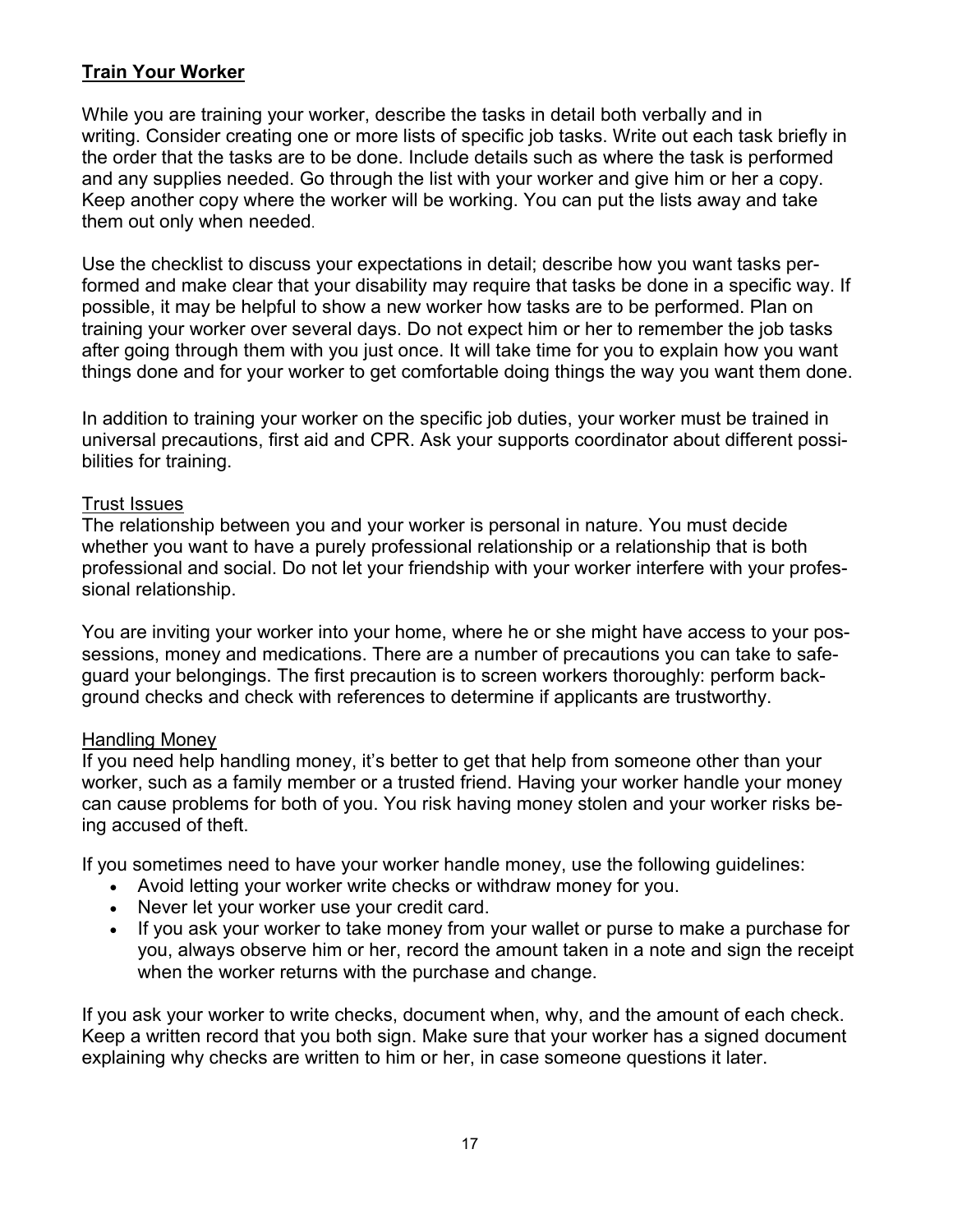## Train Your Worker

While you are training your worker, describe the tasks in detail both verbally and in writing. Consider creating one or more lists of specific job tasks. Write out each task briefly in the order that the tasks are to be done. Include details such as where the task is performed and any supplies needed. Go through the list with your worker and give him or her a copy. Keep another copy where the worker will be working. You can put the lists away and take them out only when needed.

Use the checklist to discuss your expectations in detail; describe how you want tasks performed and make clear that your disability may require that tasks be done in a specific way. If possible, it may be helpful to show a new worker how tasks are to be performed. Plan on training your worker over several days. Do not expect him or her to remember the job tasks after going through them with you just once. It will take time for you to explain how you want things done and for your worker to get comfortable doing things the way you want them done.

In addition to training your worker on the specific job duties, your worker must be trained in universal precautions, first aid and CPR. Ask your supports coordinator about different possibilities for training.

### Trust Issues

The relationship between you and your worker is personal in nature. You must decide whether you want to have a purely professional relationship or a relationship that is both professional and social. Do not let your friendship with your worker interfere with your professional relationship.

You are inviting your worker into your home, where he or she might have access to your possessions, money and medications. There are a number of precautions you can take to safeguard your belongings. The first precaution is to screen workers thoroughly: perform background checks and check with references to determine if applicants are trustworthy.

### Handling Money

If you need help handling money, it's better to get that help from someone other than your worker, such as a family member or a trusted friend. Having your worker handle your money can cause problems for both of you. You risk having money stolen and your worker risks being accused of theft.

If you sometimes need to have your worker handle money, use the following guidelines:

- Avoid letting your worker write checks or withdraw money for you.
- Never let your worker use your credit card.
- If you ask your worker to take money from your wallet or purse to make a purchase for you, always observe him or her, record the amount taken in a note and sign the receipt when the worker returns with the purchase and change.

If you ask your worker to write checks, document when, why, and the amount of each check. Keep a written record that you both sign. Make sure that your worker has a signed document explaining why checks are written to him or her, in case someone questions it later.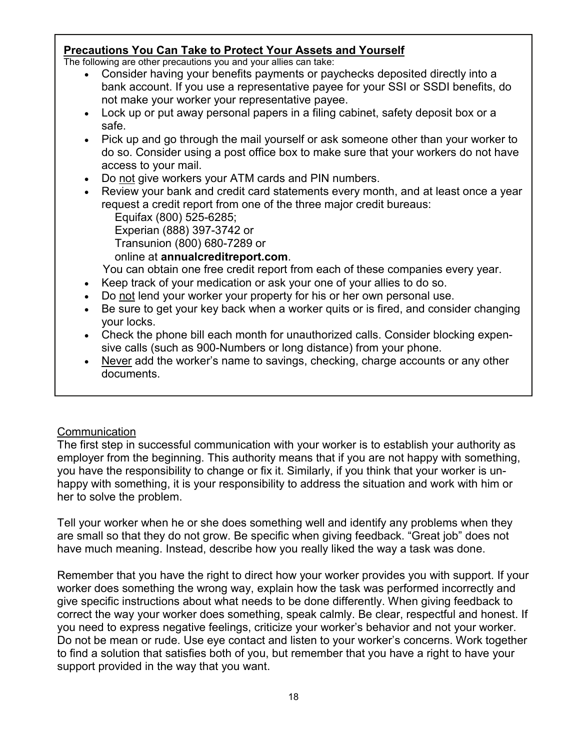**Precautions You Can Take to Protect Your Assets and Yourself**

The following are other precautions you and your allies can take:

- Consider having your benefits payments or paychecks deposited directly into a bank account. If you use a representative payee for your SSI or SSDI benefits, do not make your worker your representative payee.
- Lock up or put away personal papers in a filing cabinet, safety deposit box or a safe.
- Pick up and go through the mail yourself or ask someone other than your worker to do so. Consider using a post office box to make sure that your workers do not have access to your mail.
- Do not give workers your ATM cards and PIN numbers.
- Review your bank and credit card statements every month, and at least once a year request a credit report from one of the three major credit bureaus:
  Equifax (800) 525-6285;
  Experian (888) 397-3742 or
  Transunion (800) 680-7289 or
  online at **annualcreditreport.com**.
  You can obtain one free credit report from each of these companies every year.
- Keep track of your medication or ask your one of your allies to do so.
- Do not lend your worker your property for his or her own personal use.
- Be sure to get your key back when a worker quits or is fired, and consider changing your locks.
- Check the phone bill each month for unauthorized calls. Consider blocking expensive calls (such as 900-Numbers or long distance) from your phone.
- Never add the worker's name to savings, checking, charge accounts or any other documents.

Communication

The first step in successful communication with your worker is to establish your authority as employer from the beginning. This authority means that if you are not happy with something, you have the responsibility to change or fix it. Similarly, if you think that your worker is unhappy with something, it is your responsibility to address the situation and work with him or her to solve the problem.

Tell your worker when he or she does something well and identify any problems when they are small so that they do not grow. Be specific when giving feedback. "Great job" does not have much meaning. Instead, describe how you really liked the way a task was done.

Remember that you have the right to direct how your worker provides you with support. If your worker does something the wrong way, explain how the task was performed incorrectly and give specific instructions about what needs to be done differently. When giving feedback to correct the way your worker does something, speak calmly. Be clear, respectful and honest. If you need to express negative feelings, criticize your worker's behavior and not your worker. Do not be mean or rude. Use eye contact and listen to your worker's concerns. Work together to find a solution that satisfies both of you, but remember that you have a right to have your support provided in the way that you want.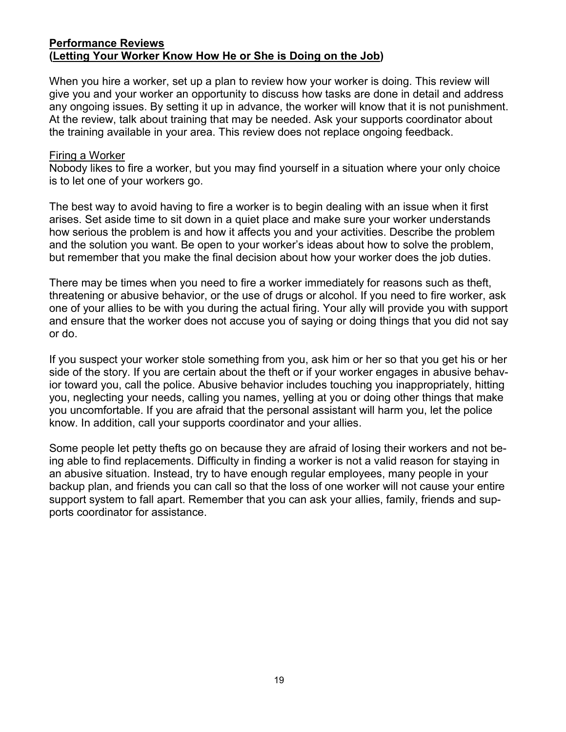## **Performance Reviews (Letting Your Worker Know How He or She is Doing on the Job)**

When you hire a worker, set up a plan to review how your worker is doing. This review will give you and your worker an opportunity to discuss how tasks are done in detail and address any ongoing issues. By setting it up in advance, the worker will know that it is not punishment. At the review, talk about training that may be needed. Ask your supports coordinator about the training available in your area. This review does not replace ongoing feedback.

### Firing a Worker

Nobody likes to fire a worker, but you may find yourself in a situation where your only choice is to let one of your workers go.

The best way to avoid having to fire a worker is to begin dealing with an issue when it first arises. Set aside time to sit down in a quiet place and make sure your worker understands how serious the problem is and how it affects you and your activities. Describe the problem and the solution you want. Be open to your worker's ideas about how to solve the problem, but remember that you make the final decision about how your worker does the job duties.

There may be times when you need to fire a worker immediately for reasons such as theft, threatening or abusive behavior, or the use of drugs or alcohol. If you need to fire worker, ask one of your allies to be with you during the actual firing. Your ally will provide you with support and ensure that the worker does not accuse you of saying or doing things that you did not say or do.

If you suspect your worker stole something from you, ask him or her so that you get his or her side of the story. If you are certain about the theft or if your worker engages in abusive behavior toward you, call the police. Abusive behavior includes touching you inappropriately, hitting you, neglecting your needs, calling you names, yelling at you or doing other things that make you uncomfortable. If you are afraid that the personal assistant will harm you, let the police know. In addition, call your supports coordinator and your allies.

Some people let petty thefts go on because they are afraid of losing their workers and not being able to find replacements. Difficulty in finding a worker is not a valid reason for staying in an abusive situation. Instead, try to have enough regular employees, many people in your backup plan, and friends you can call so that the loss of one worker will not cause your entire support system to fall apart. Remember that you can ask your allies, family, friends and supports coordinator for assistance.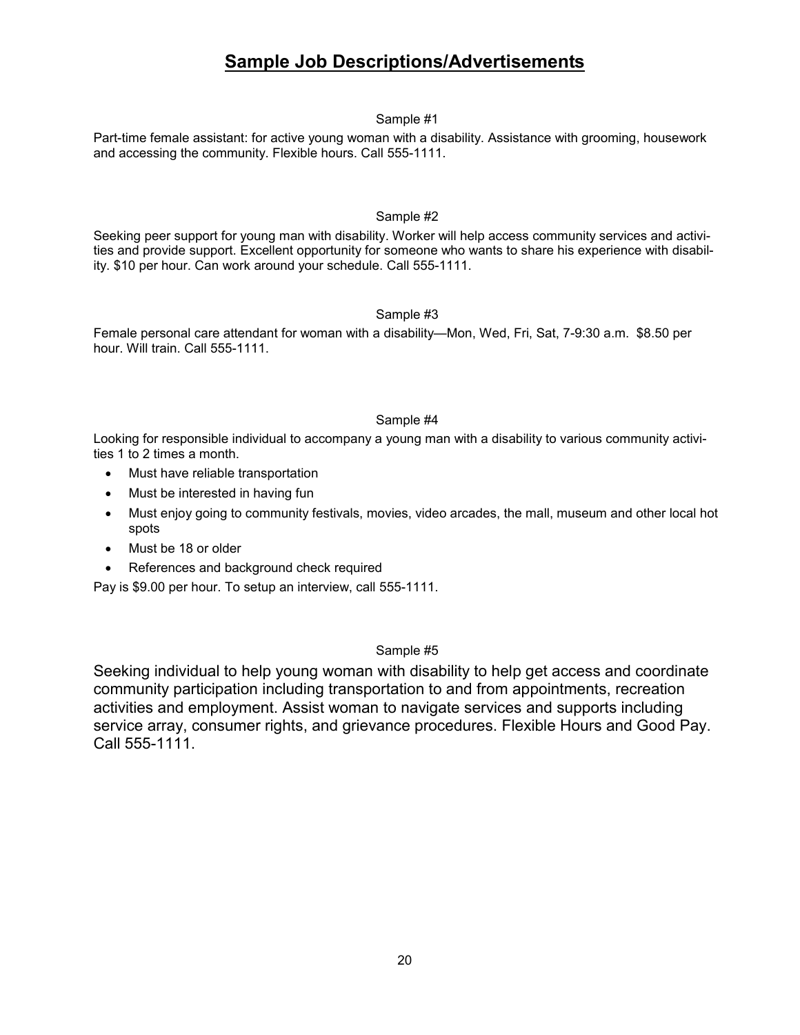# **Sample Job Descriptions/Advertisements**

Sample #1

Part-time female assistant: for active young woman with a disability. Assistance with grooming, housework and accessing the community. Flexible hours. Call 555-1111.

Sample #2

Seeking peer support for young man with disability. Worker will help access community services and activities and provide support. Excellent opportunity for someone who wants to share his experience with disability. $10 per hour. Can work around your schedule. Call 555-1111.

Sample #3

Female personal care attendant for woman with a disability—Mon, Wed, Fri, Sat, 7-9:30 a.m. $8.50 per hour. Will train. Call 555-1111.

Sample #4

Looking for responsible individual to accompany a young man with a disability to various community activities 1 to 2 times a month.

- Must have reliable transportation
- Must be interested in having fun
- Must enjoy going to community festivals, movies, video arcades, the mall, museum and other local hot spots
- Must be 18 or older
- References and background check required

Pay is $9.00 per hour. To setup an interview, call 555-1111.

Sample #5

Seeking individual to help young woman with disability to help get access and coordinate community participation including transportation to and from appointments, recreation activities and employment. Assist woman to navigate services and supports including service array, consumer rights, and grievance procedures. Flexible Hours and Good Pay. Call 555-1111.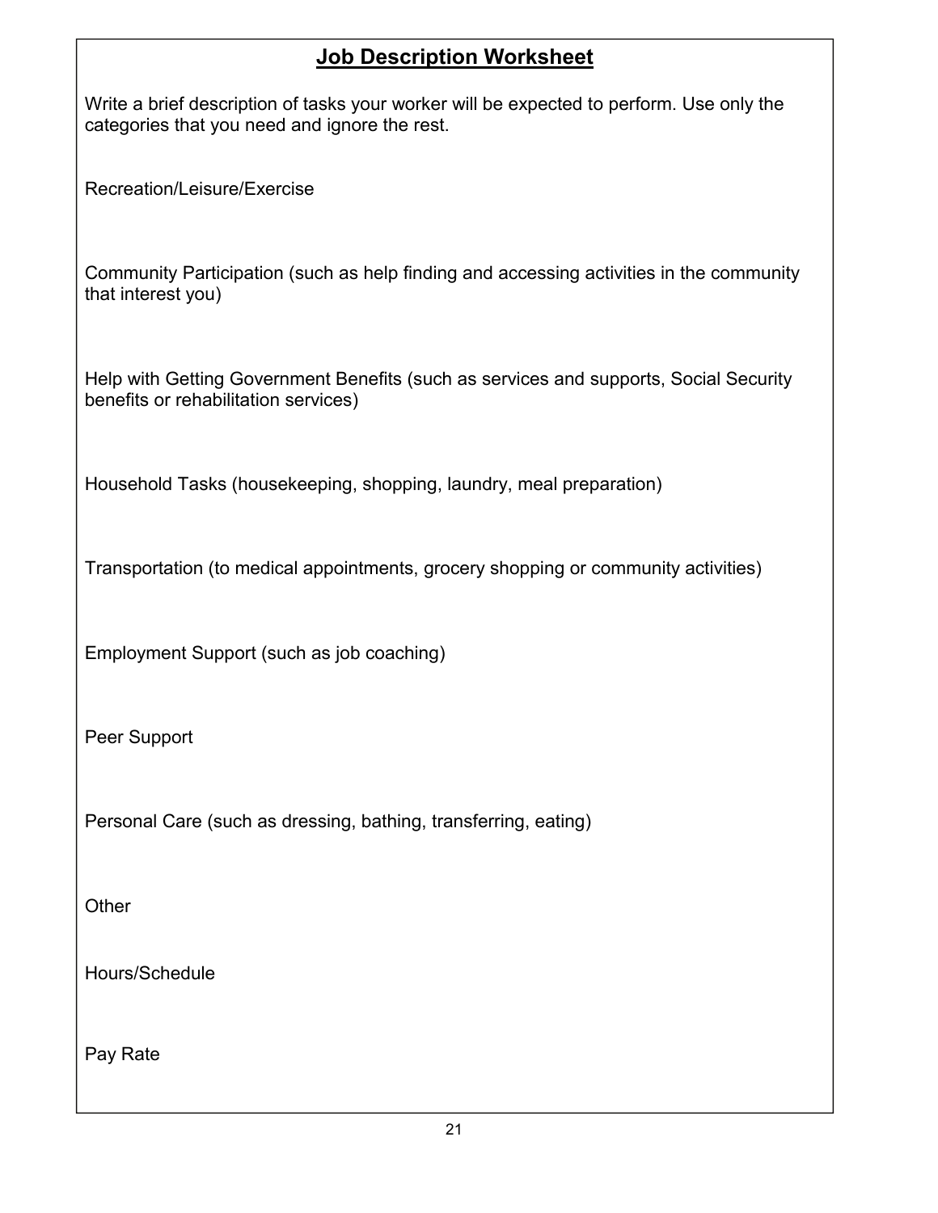# Job Description Worksheet

Write a brief description of tasks your worker will be expected to perform. Use only the categories that you need and ignore the rest.

Recreation/Leisure/Exercise

Community Participation (such as help finding and accessing activities in the community that interest you)

Help with Getting Government Benefits (such as services and supports, Social Security benefits or rehabilitation services)

Household Tasks (housekeeping, shopping, laundry, meal preparation)

Transportation (to medical appointments, grocery shopping or community activities)

Employment Support (such as job coaching)

Peer Support

Personal Care (such as dressing, bathing, transferring, eating)

Other

Hours/Schedule

Pay Rate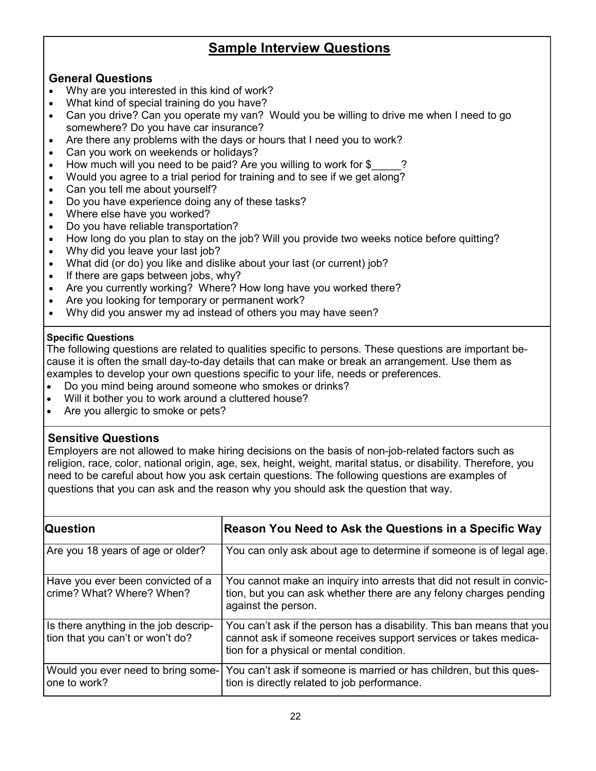## Sample Interview Questions

### General Questions

- Why are you interested in this kind of work?
- What kind of special training do you have?
- Can you drive? Can you operate my van? Would you be willing to drive me when I need to go somewhere? Do you have car insurance?
- Are there any problems with the days or hours that I need you to work?
- Can you work on weekends or holidays?
- How much will you need to be paid? Are you willing to work for $_____?
- Would you agree to a trial period for training and to see if we get along?
- Can you tell me about yourself?
- Do you have experience doing any of these tasks?
- Where else have you worked?
- Do you have reliable transportation?
- How long do you plan to stay on the job? Will you provide two weeks notice before quitting?
- Why did you leave your last job?
- What did (or do) you like and dislike about your last (or current) job?
- If there are gaps between jobs, why?
- Are you currently working? Where? How long have you worked there?
- Are you looking for temporary or permanent work?
- Why did you answer my ad instead of others you may have seen?

#### Specific Questions

The following questions are related to qualities specific to persons. These questions are important because it is often the small day-to-day details that can make or break an arrangement. Use them as examples to develop your own questions specific to your life, needs or preferences.

- Do you mind being around someone who smokes or drinks?
- Will it bother you to work around a cluttered house?
- Are you allergic to smoke or pets?

### Sensitive Questions

Employers are not allowed to make hiring decisions on the basis of non-job-related factors such as religion, race, color, national origin, age, sex, height, weight, marital status, or disability. Therefore, you need to be careful about how you ask certain questions. The following questions are examples of questions that you can ask and the reason why you should ask the question that way.

| Question | Reason You Need to Ask the Questions in a Specific Way |
|---|---|
| Are you 18 years of age or older? | You can only ask about age to determine if someone is of legal age. |
| Have you ever been convicted of a crime? What? Where? When? | You cannot make an inquiry into arrests that did not result in conviction, but you can ask whether there are any felony charges pending against the person. |
| Is there anything in the job description that you can't or won't do? | You can't ask if the person has a disability. This ban means that you cannot ask if someone receives support services or takes medication for a physical or mental condition. |
| Would you ever need to bring someone to work? | You can't ask if someone is married or has children, but this question is directly related to job performance. |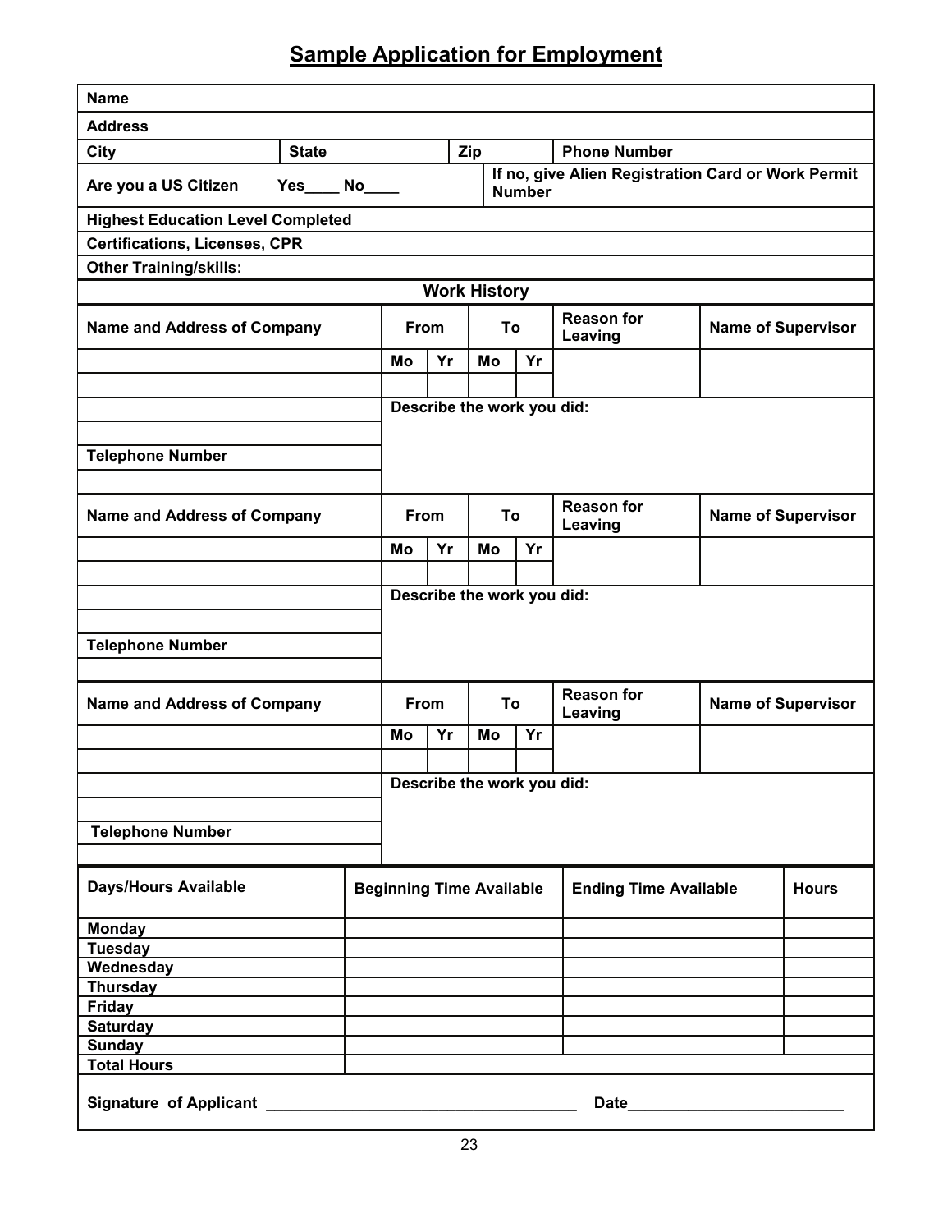# Sample Application for Employment

| Name | | | |
|---|---|---|---|
| Address | | | |
| City | State | Zip | Phone Number |
| Are you a US Citizen Yes____ No____ | | If no, give Alien Registration Card or Work Permit Number | |
| Highest Education Level Completed | | | |
| Certifications, Licenses, CPR | | | |
| Other Training/skills: | | | |

## Work History

| Name and Address of Company | From | | To | | Reason for Leaving | Name of Supervisor |
|---|---|---|---|---|---|---|
| | Mo | Yr | Mo | Yr | | |
| | | | | | | |
| | Describe the work you did: | | | | | |
| | | | | | | |
| Telephone Number | | | | | | |
| | | | | | | |

| Name and Address of Company | From | | To | | Reason for Leaving | Name of Supervisor |
|---|---|---|---|---|---|---|
| | Mo | Yr | Mo | Yr | | |
| | | | | | | |
| | Describe the work you did: | | | | | |
| | | | | | | |
| Telephone Number | | | | | | |
| | | | | | | |

| Name and Address of Company | From | | To | | Reason for Leaving | Name of Supervisor |
|---|---|---|---|---|---|---|
| | Mo | Yr | Mo | Yr | | |
| | | | | | | |
| | Describe the work you did: | | | | | |
| | | | | | | |
| Telephone Number | | | | | | |
| | | | | | | |

| Days/Hours Available | Beginning Time Available | Ending Time Available | Hours |
|---|---|---|---|
| Monday | | | |
| Tuesday | | | |
| Wednesday | | | |
| Thursday | | | |
| Friday | | | |
| Saturday | | | |
| Sunday | | | |
| Total Hours | | | |

Signature of Applicant ____________________________________ Date_________________________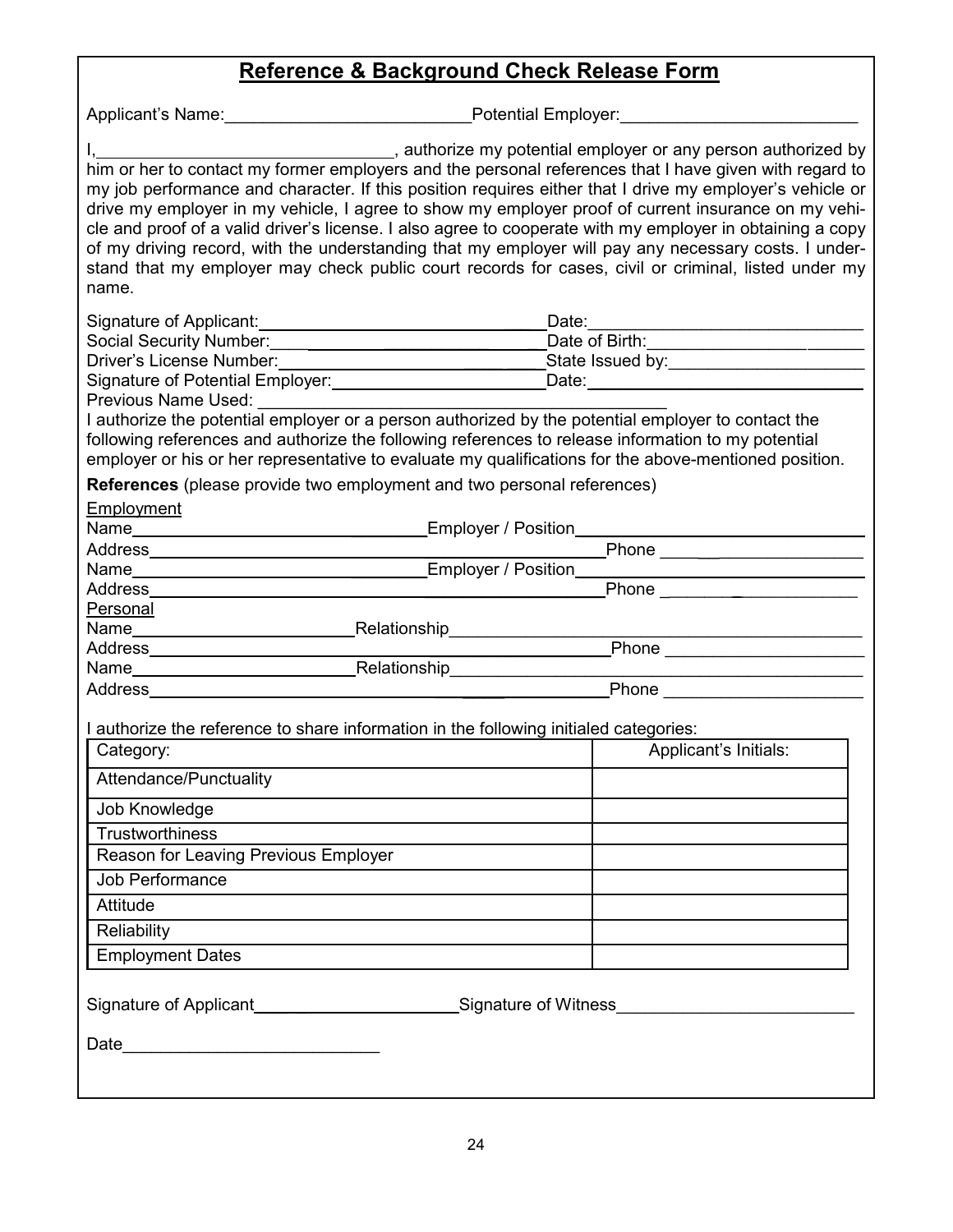# Reference & Background Check Release Form

Applicant's Name:_________________________ Potential Employer:_________________________

I,______________________________, authorize my potential employer or any person authorized by him or her to contact my former employers and the personal references that I have given with regard to my job performance and character. If this position requires either that I drive my employer's vehicle or drive my employer in my vehicle, I agree to show my employer proof of current insurance on my vehicle and proof of a valid driver's license. I also agree to cooperate with my employer in obtaining a copy of my driving record, with the understanding that my employer will pay any necessary costs. I understand that my employer may check public court records for cases, civil or criminal, listed under my name.

Signature of Applicant:______________________________ Date:_____________________________

Social Security Number:______________________________ Date of Birth:_______________________

Driver's License Number:_____________________________ State Issued by:_____________________

Signature of Potential Employer:_______________________ Date:_____________________________

Previous Name Used: _____________________________________________

I authorize the potential employer or a person authorized by the potential employer to contact the following references and authorize the following references to release information to my potential employer or his or her representative to evaluate my qualifications for the above-mentioned position.

**References** (please provide two employment and two personal references)

Employment

Name______________________________ Employer / Position______________________________

Address_____________________________________________ Phone _____________________

Name______________________________ Employer / Position______________________________

Address_____________________________________________ Phone _____________________

Personal

Name_______________________ Relationship___________________________________________

Address_____________________________________________ Phone _____________________

Name_______________________ Relationship___________________________________________

Address_____________________________________________ Phone _____________________

I authorize the reference to share information in the following initialed categories:

| Category: | Applicant's Initials: |
|---|---|
| Attendance/Punctuality | |
| Job Knowledge | |
| Trustworthiness | |
| Reason for Leaving Previous Employer | |
| Job Performance | |
| Attitude | |
| Reliability | |
| Employment Dates | |

Signature of Applicant_____________________ Signature of Witness_________________________

Date__________________________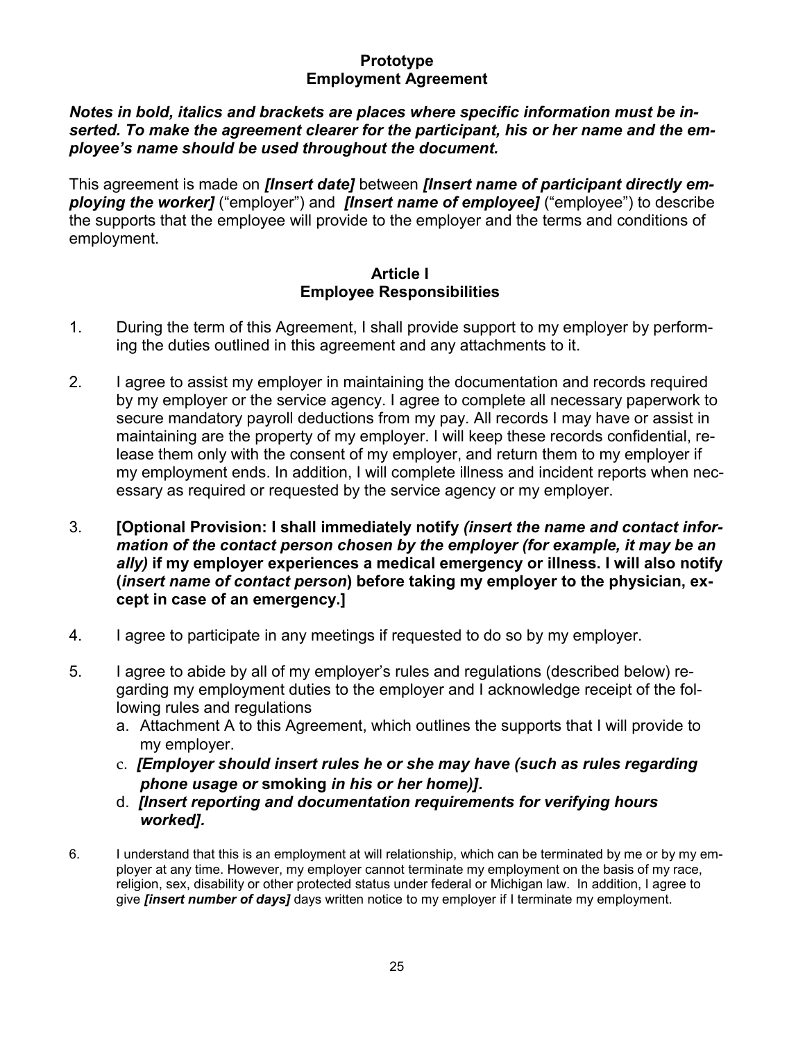# Prototype Employment Agreement

***Notes in bold, italics and brackets are places where specific information must be inserted. To make the agreement clearer for the participant, his or her name and the employee's name should be used throughout the document.***

This agreement is made on ***[Insert date]*** between ***[Insert name of participant directly employing the worker]*** ("employer") and ***[Insert name of employee]*** ("employee") to describe the supports that the employee will provide to the employer and the terms and conditions of employment.

## Article I
## Employee Responsibilities

1. During the term of this Agreement, I shall provide support to my employer by performing the duties outlined in this agreement and any attachments to it.

2. I agree to assist my employer in maintaining the documentation and records required by my employer or the service agency. I agree to complete all necessary paperwork to secure mandatory payroll deductions from my pay. All records I may have or assist in maintaining are the property of my employer. I will keep these records confidential, release them only with the consent of my employer, and return them to my employer if my employment ends. In addition, I will complete illness and incident reports when necessary as required or requested by the service agency or my employer.

3. **[Optional Provision: I shall immediately notify *(insert the name and contact information of the contact person chosen by the employer (for example, it may be an ally)* if my employer experiences a medical emergency or illness. I will also notify (*insert name of contact person*) before taking my employer to the physician, except in case of an emergency.]**

4. I agree to participate in any meetings if requested to do so by my employer.

5. I agree to abide by all of my employer's rules and regulations (described below) regarding my employment duties to the employer and I acknowledge receipt of the following rules and regulations
   a. Attachment A to this Agreement, which outlines the supports that I will provide to my employer.
   c. ***[Employer should insert rules he or she may have (such as rules regarding phone usage or* smoking *in his or her home)].***
   d. ***[Insert reporting and documentation requirements for verifying hours worked].***

6. I understand that this is an employment at will relationship, which can be terminated by me or by my employer at any time. However, my employer cannot terminate my employment on the basis of my race, religion, sex, disability or other protected status under federal or Michigan law. In addition, I agree to give ***[insert number of days]*** days written notice to my employer if I terminate my employment.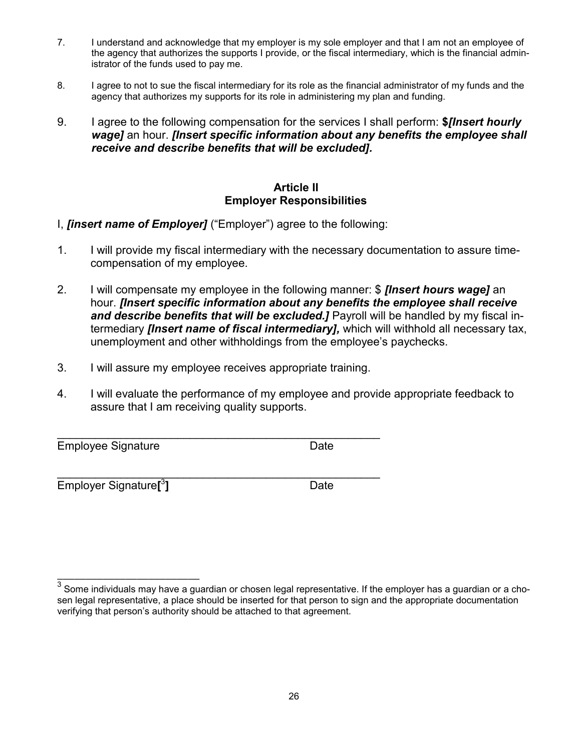7. I understand and acknowledge that my employer is my sole employer and that I am not an employee of the agency that authorizes the supports I provide, or the fiscal intermediary, which is the financial administrator of the funds used to pay me.

8. I agree to not to sue the fiscal intermediary for its role as the financial administrator of my funds and the agency that authorizes my supports for its role in administering my plan and funding.

9. I agree to the following compensation for the services I shall perform: **$*[Insert hourly wage]*** an hour. ***[Insert specific information about any benefits the employee shall receive and describe benefits that will be excluded].***

## Article II
## Employer Responsibilities

I, ***[insert name of Employer]*** ("Employer") agree to the following:

1. I will provide my fiscal intermediary with the necessary documentation to assure time-compensation of my employee.

2. I will compensate my employee in the following manner: $ ***[Insert hours wage]*** an hour. ***[Insert specific information about any benefits the employee shall receive and describe benefits that will be excluded.]*** Payroll will be handled by my fiscal intermediary ***[Insert name of fiscal intermediary],*** which will withhold all necessary tax, unemployment and other withholdings from the employee's paychecks.

3. I will assure my employee receives appropriate training.

4. I will evaluate the performance of my employee and provide appropriate feedback to assure that I am receiving quality supports.

\_\_\_\_\_\_\_\_\_\_\_\_\_\_\_\_\_\_\_\_\_\_\_\_\_\_\_\_\_\_\_\_\_\_\_\_\_\_\_\_\_\_\_\_\_\_\_\_
Employee Signature Date

\_\_\_\_\_\_\_\_\_\_\_\_\_\_\_\_\_\_\_\_\_\_\_\_\_\_\_\_\_\_\_\_\_\_\_\_\_\_\_\_\_\_\_\_\_\_\_\_
Employer Signature**[**[3]**]** Date

[3] Some individuals may have a guardian or chosen legal representative. If the employer has a guardian or a chosen legal representative, a place should be inserted for that person to sign and the appropriate documentation verifying that person's authority should be attached to that agreement.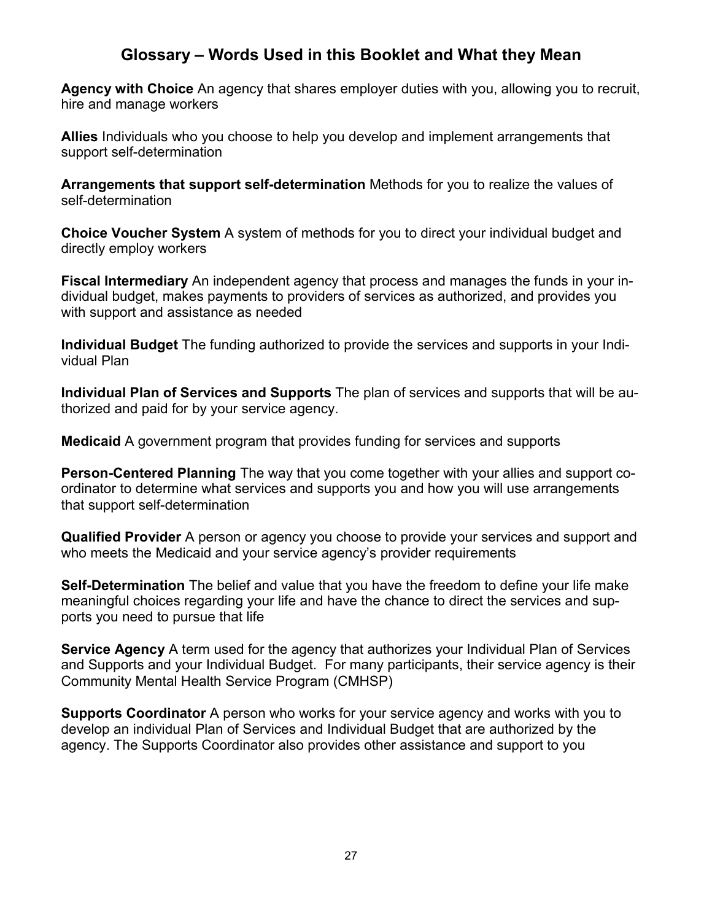## Glossary – Words Used in this Booklet and What they Mean

**Agency with Choice** An agency that shares employer duties with you, allowing you to recruit, hire and manage workers

**Allies** Individuals who you choose to help you develop and implement arrangements that support self-determination

**Arrangements that support self-determination** Methods for you to realize the values of self-determination

**Choice Voucher System** A system of methods for you to direct your individual budget and directly employ workers

**Fiscal Intermediary** An independent agency that process and manages the funds in your individual budget, makes payments to providers of services as authorized, and provides you with support and assistance as needed

**Individual Budget** The funding authorized to provide the services and supports in your Individual Plan

**Individual Plan of Services and Supports** The plan of services and supports that will be authorized and paid for by your service agency.

**Medicaid** A government program that provides funding for services and supports

**Person-Centered Planning** The way that you come together with your allies and support coordinator to determine what services and supports you and how you will use arrangements that support self-determination

**Qualified Provider** A person or agency you choose to provide your services and support and who meets the Medicaid and your service agency's provider requirements

**Self-Determination** The belief and value that you have the freedom to define your life make meaningful choices regarding your life and have the chance to direct the services and supports you need to pursue that life

**Service Agency** A term used for the agency that authorizes your Individual Plan of Services and Supports and your Individual Budget. For many participants, their service agency is their Community Mental Health Service Program (CMHSP)

**Supports Coordinator** A person who works for your service agency and works with you to develop an individual Plan of Services and Individual Budget that are authorized by the agency. The Supports Coordinator also provides other assistance and support to you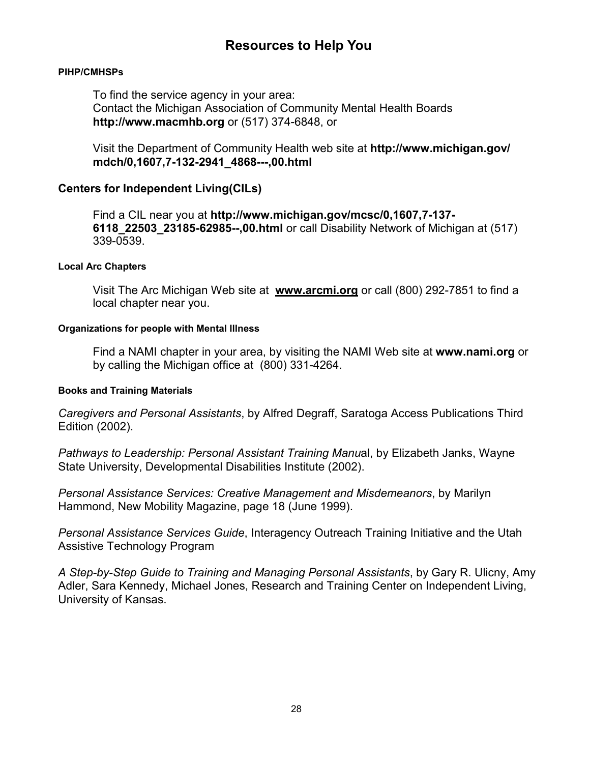# Resources to Help You

#### PIHP/CMHSPs

To find the service agency in your area:
Contact the Michigan Association of Community Mental Health Boards **http://www.macmhb.org** or (517) 374-6848, or

Visit the Department of Community Health web site at **http://www.michigan.gov/mdch/0,1607,7-132-2941_4868---,00.html**

### Centers for Independent Living(CILs)

Find a CIL near you at **http://www.michigan.gov/mcsc/0,1607,7-137-6118_22503_23185-62985--,00.html** or call Disability Network of Michigan at (517) 339-0539.

#### Local Arc Chapters

Visit The Arc Michigan Web site at **www.arcmi.org** or call (800) 292-7851 to find a local chapter near you.

#### Organizations for people with Mental Illness

Find a NAMI chapter in your area, by visiting the NAMI Web site at **www.nami.org** or by calling the Michigan office at (800) 331-4264.

#### Books and Training Materials

*Caregivers and Personal Assistants*, by Alfred Degraff, Saratoga Access Publications Third Edition (2002).

*Pathways to Leadership: Personal Assistant Training Manual*, by Elizabeth Janks, Wayne State University, Developmental Disabilities Institute (2002).

*Personal Assistance Services: Creative Management and Misdemeanors*, by Marilyn Hammond, New Mobility Magazine, page 18 (June 1999).

*Personal Assistance Services Guide*, Interagency Outreach Training Initiative and the Utah Assistive Technology Program

*A Step-by-Step Guide to Training and Managing Personal Assistants*, by Gary R. Ulicny, Amy Adler, Sara Kennedy, Michael Jones, Research and Training Center on Independent Living, University of Kansas.